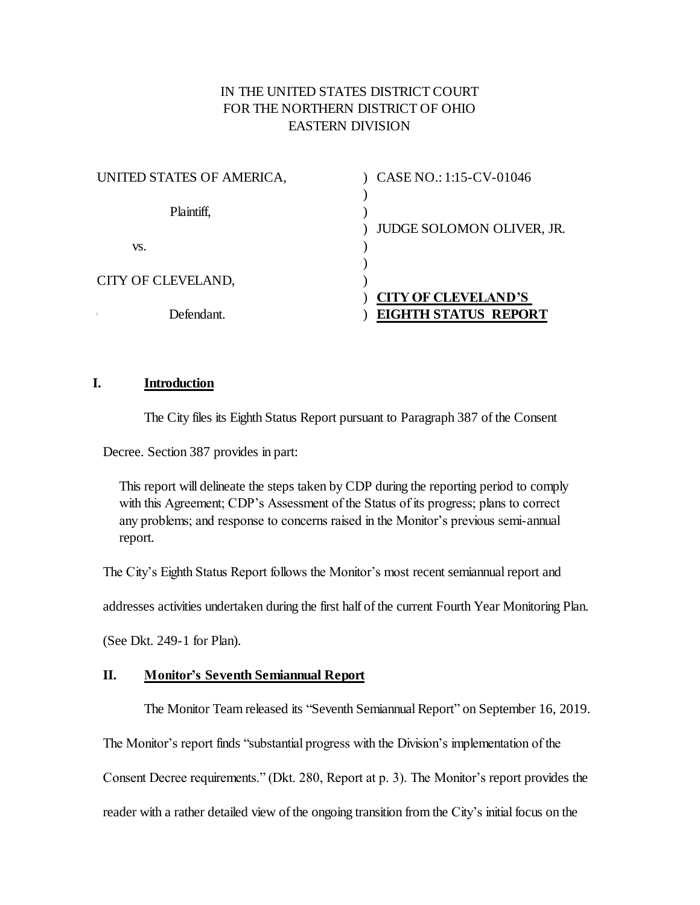IN THE UNITED STATES DISTRICT COURT
FOR THE NORTHERN DISTRICT OF OHIO
EASTERN DIVISION

| | | |
|---|---|---|
| UNITED STATES OF AMERICA, | ) | CASE NO.: 1:15-CV-01046 |
| | ) | |
| Plaintiff, | ) | |
| | ) | JUDGE SOLOMON OLIVER, JR. |
| vs. | ) | |
| | ) | |
| CITY OF CLEVELAND, | ) | |
| | ) | **CITY OF CLEVELAND'S** |
| Defendant. | ) | **EIGHTH STATUS REPORT** |

## I. Introduction

The City files its Eighth Status Report pursuant to Paragraph 387 of the Consent Decree. Section 387 provides in part:

> This report will delineate the steps taken by CDP during the reporting period to comply with this Agreement; CDP's Assessment of the Status of its progress; plans to correct any problems; and response to concerns raised in the Monitor's previous semi-annual report.

The City's Eighth Status Report follows the Monitor's most recent semiannual report and addresses activities undertaken during the first half of the current Fourth Year Monitoring Plan. (See Dkt. 249-1 for Plan).

## II. Monitor's Seventh Semiannual Report

The Monitor Team released its "Seventh Semiannual Report" on September 16, 2019. The Monitor's report finds "substantial progress with the Division's implementation of the Consent Decree requirements." (Dkt. 280, Report at p. 3). The Monitor's report provides the reader with a rather detailed view of the ongoing transition from the City's initial focus on the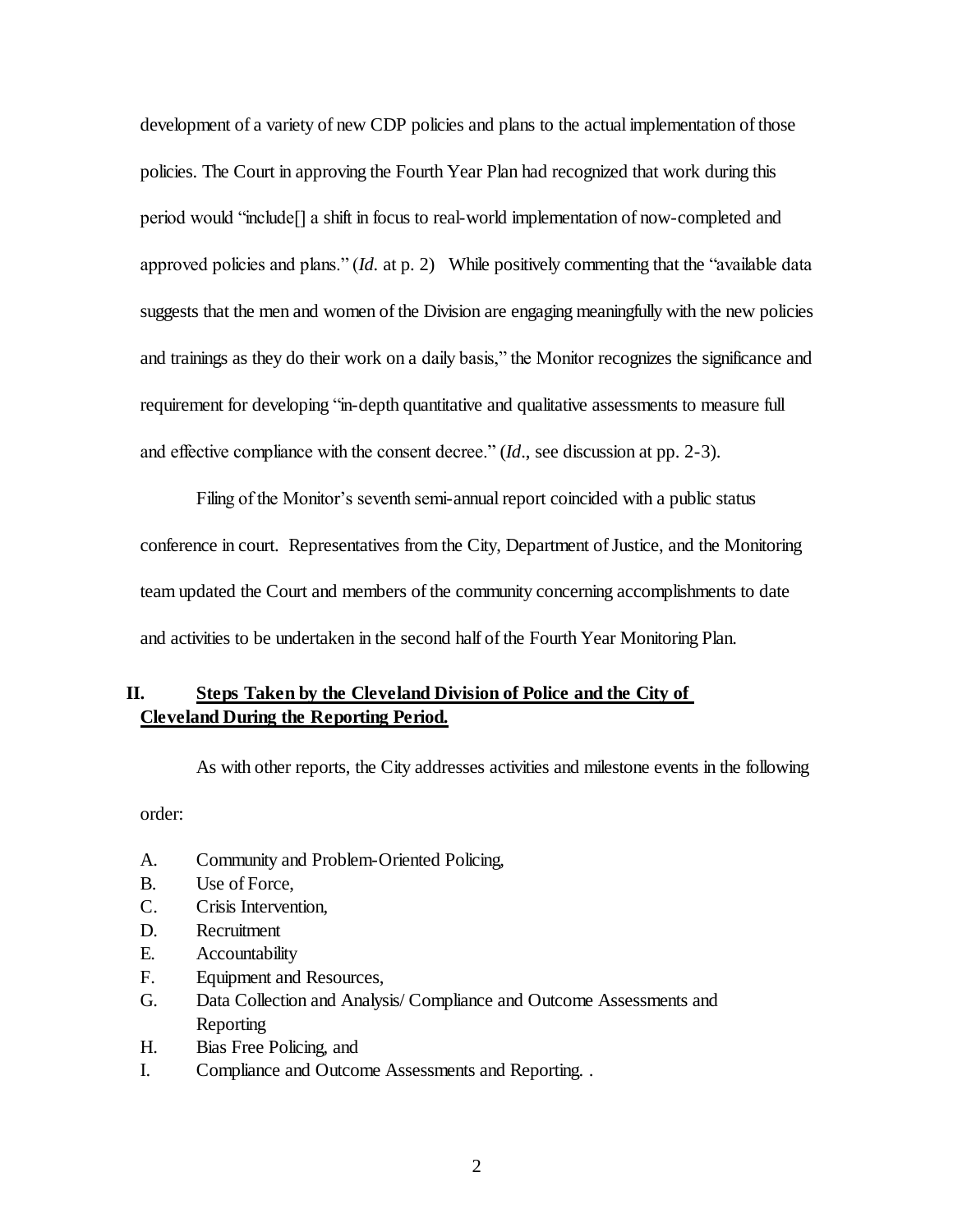development of a variety of new CDP policies and plans to the actual implementation of those policies. The Court in approving the Fourth Year Plan had recognized that work during this period would "include[] a shift in focus to real-world implementation of now-completed and approved policies and plans." (*Id.* at p. 2) While positively commenting that the "available data suggests that the men and women of the Division are engaging meaningfully with the new policies and trainings as they do their work on a daily basis," the Monitor recognizes the significance and requirement for developing "in-depth quantitative and qualitative assessments to measure full and effective compliance with the consent decree." (*Id*., see discussion at pp. 2-3).

Filing of the Monitor's seventh semi-annual report coincided with a public status conference in court. Representatives from the City, Department of Justice, and the Monitoring team updated the Court and members of the community concerning accomplishments to date and activities to be undertaken in the second half of the Fourth Year Monitoring Plan.

## II. Steps Taken by the Cleveland Division of Police and the City of Cleveland During the Reporting Period.

As with other reports, the City addresses activities and milestone events in the following order:

A. Community and Problem-Oriented Policing,
B. Use of Force,
C. Crisis Intervention,
D. Recruitment
E. Accountability
F. Equipment and Resources,
G. Data Collection and Analysis/ Compliance and Outcome Assessments and Reporting
H. Bias Free Policing, and
I. Compliance and Outcome Assessments and Reporting. .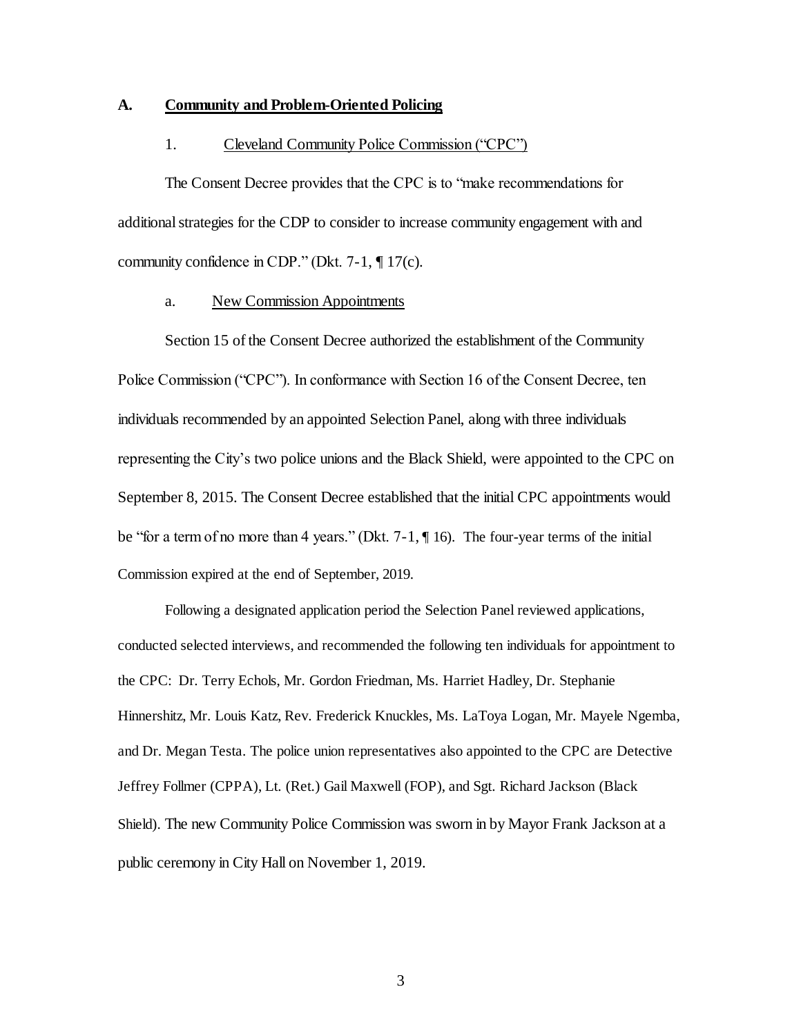## A. Community and Problem-Oriented Policing

### 1. Cleveland Community Police Commission ("CPC")

The Consent Decree provides that the CPC is to "make recommendations for additional strategies for the CDP to consider to increase community engagement with and community confidence in CDP." (Dkt. 7-1, ¶ 17(c).

#### a. New Commission Appointments

Section 15 of the Consent Decree authorized the establishment of the Community Police Commission ("CPC"). In conformance with Section 16 of the Consent Decree, ten individuals recommended by an appointed Selection Panel, along with three individuals representing the City's two police unions and the Black Shield, were appointed to the CPC on September 8, 2015. The Consent Decree established that the initial CPC appointments would be "for a term of no more than 4 years." (Dkt. 7-1, ¶ 16). The four-year terms of the initial Commission expired at the end of September, 2019.

Following a designated application period the Selection Panel reviewed applications, conducted selected interviews, and recommended the following ten individuals for appointment to the CPC: Dr. Terry Echols, Mr. Gordon Friedman, Ms. Harriet Hadley, Dr. Stephanie Hinnershitz, Mr. Louis Katz, Rev. Frederick Knuckles, Ms. LaToya Logan, Mr. Mayele Ngemba, and Dr. Megan Testa. The police union representatives also appointed to the CPC are Detective Jeffrey Follmer (CPPA), Lt. (Ret.) Gail Maxwell (FOP), and Sgt. Richard Jackson (Black Shield). The new Community Police Commission was sworn in by Mayor Frank Jackson at a public ceremony in City Hall on November 1, 2019.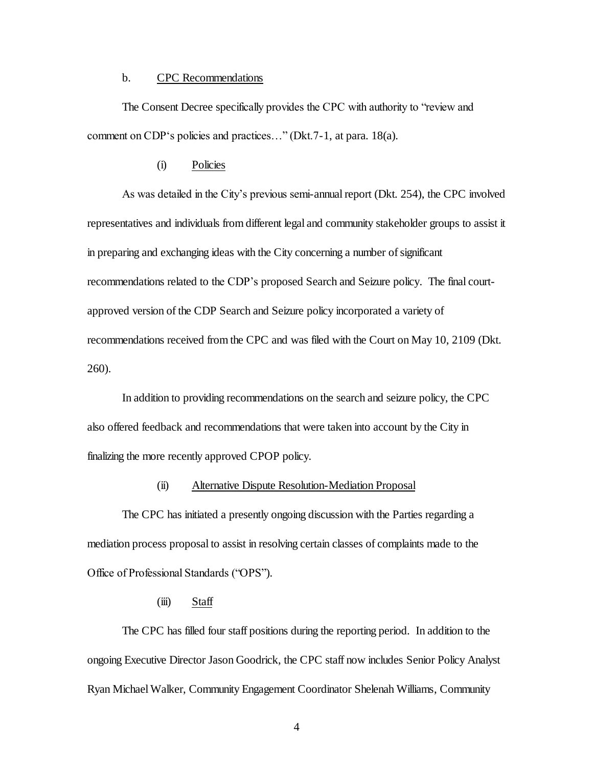b. CPC Recommendations

The Consent Decree specifically provides the CPC with authority to "review and comment on CDP's policies and practices…" (Dkt.7-1, at para. 18(a).

(i) Policies

As was detailed in the City's previous semi-annual report (Dkt. 254), the CPC involved representatives and individuals from different legal and community stakeholder groups to assist it in preparing and exchanging ideas with the City concerning a number of significant recommendations related to the CDP's proposed Search and Seizure policy. The final court-approved version of the CDP Search and Seizure policy incorporated a variety of recommendations received from the CPC and was filed with the Court on May 10, 2109 (Dkt. 260).

In addition to providing recommendations on the search and seizure policy, the CPC also offered feedback and recommendations that were taken into account by the City in finalizing the more recently approved CPOP policy.

(ii) Alternative Dispute Resolution-Mediation Proposal

The CPC has initiated a presently ongoing discussion with the Parties regarding a mediation process proposal to assist in resolving certain classes of complaints made to the Office of Professional Standards ("OPS").

(iii) Staff

The CPC has filled four staff positions during the reporting period. In addition to the ongoing Executive Director Jason Goodrick, the CPC staff now includes Senior Policy Analyst Ryan Michael Walker, Community Engagement Coordinator Shelenah Williams, Community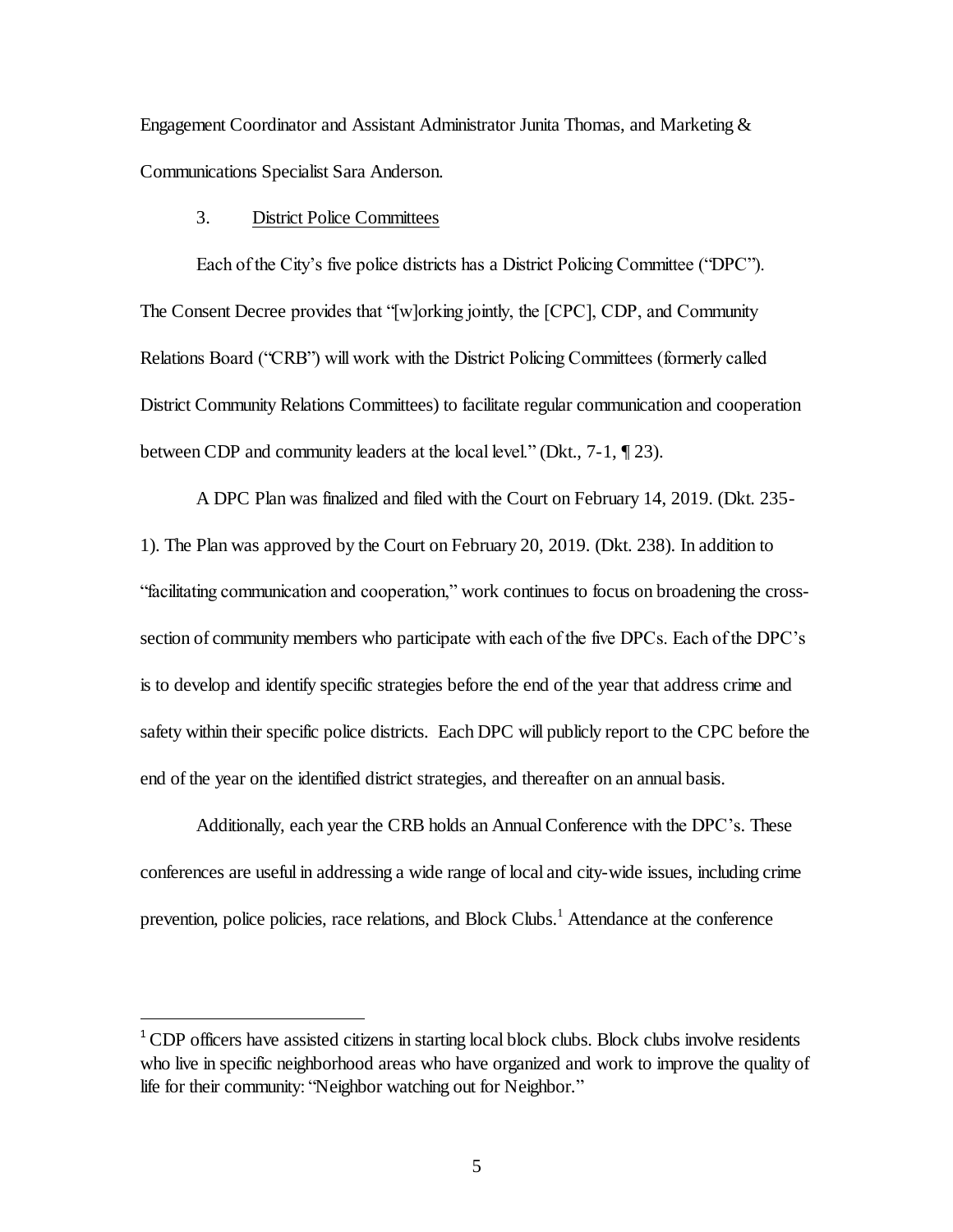Engagement Coordinator and Assistant Administrator Junita Thomas, and Marketing & Communications Specialist Sara Anderson.

### 3. District Police Committees

Each of the City's five police districts has a District Policing Committee ("DPC"). The Consent Decree provides that "[w]orking jointly, the [CPC], CDP, and Community Relations Board ("CRB") will work with the District Policing Committees (formerly called District Community Relations Committees) to facilitate regular communication and cooperation between CDP and community leaders at the local level." (Dkt., 7-1, ¶ 23).

A DPC Plan was finalized and filed with the Court on February 14, 2019. (Dkt. 235-1). The Plan was approved by the Court on February 20, 2019. (Dkt. 238). In addition to "facilitating communication and cooperation," work continues to focus on broadening the cross-section of community members who participate with each of the five DPCs. Each of the DPC's is to develop and identify specific strategies before the end of the year that address crime and safety within their specific police districts. Each DPC will publicly report to the CPC before the end of the year on the identified district strategies, and thereafter on an annual basis.

Additionally, each year the CRB holds an Annual Conference with the DPC's. These conferences are useful in addressing a wide range of local and city-wide issues, including crime prevention, police policies, race relations, and Block Clubs.[1] Attendance at the conference

[1] CDP officers have assisted citizens in starting local block clubs. Block clubs involve residents who live in specific neighborhood areas who have organized and work to improve the quality of life for their community: "Neighbor watching out for Neighbor."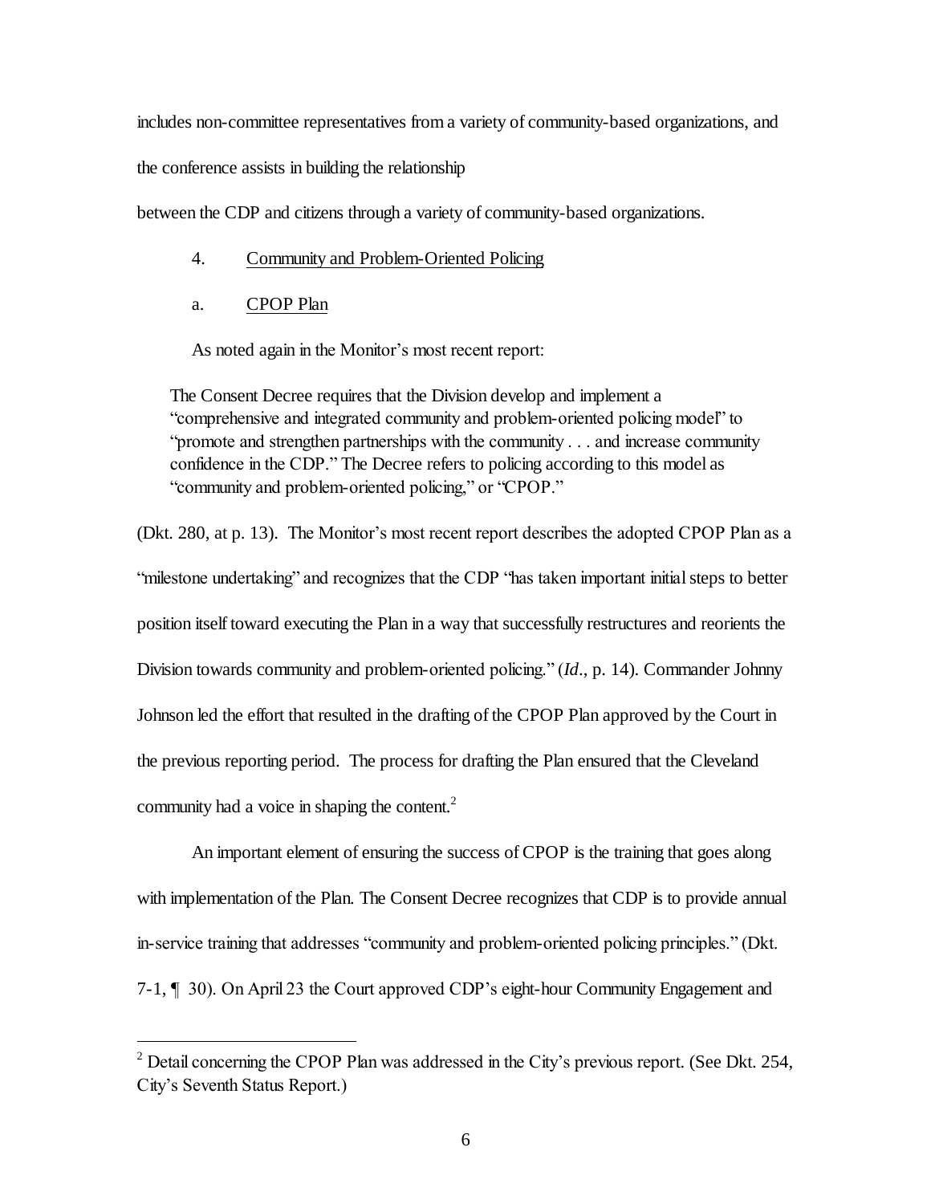includes non-committee representatives from a variety of community-based organizations, and the conference assists in building the relationship between the CDP and citizens through a variety of community-based organizations.

4. Community and Problem-Oriented Policing

a. CPOP Plan

As noted again in the Monitor's most recent report:

> The Consent Decree requires that the Division develop and implement a "comprehensive and integrated community and problem-oriented policing model" to "promote and strengthen partnerships with the community . . . and increase community confidence in the CDP." The Decree refers to policing according to this model as "community and problem-oriented policing," or "CPOP."

(Dkt. 280, at p. 13). The Monitor's most recent report describes the adopted CPOP Plan as a "milestone undertaking" and recognizes that the CDP "has taken important initial steps to better position itself toward executing the Plan in a way that successfully restructures and reorients the Division towards community and problem-oriented policing." (*Id*., p. 14). Commander Johnny Johnson led the effort that resulted in the drafting of the CPOP Plan approved by the Court in the previous reporting period. The process for drafting the Plan ensured that the Cleveland community had a voice in shaping the content.[2]

An important element of ensuring the success of CPOP is the training that goes along with implementation of the Plan. The Consent Decree recognizes that CDP is to provide annual in-service training that addresses "community and problem-oriented policing principles." (Dkt. 7-1, ¶ 30). On April 23 the Court approved CDP's eight-hour Community Engagement and

[2] Detail concerning the CPOP Plan was addressed in the City's previous report. (See Dkt. 254, City's Seventh Status Report.)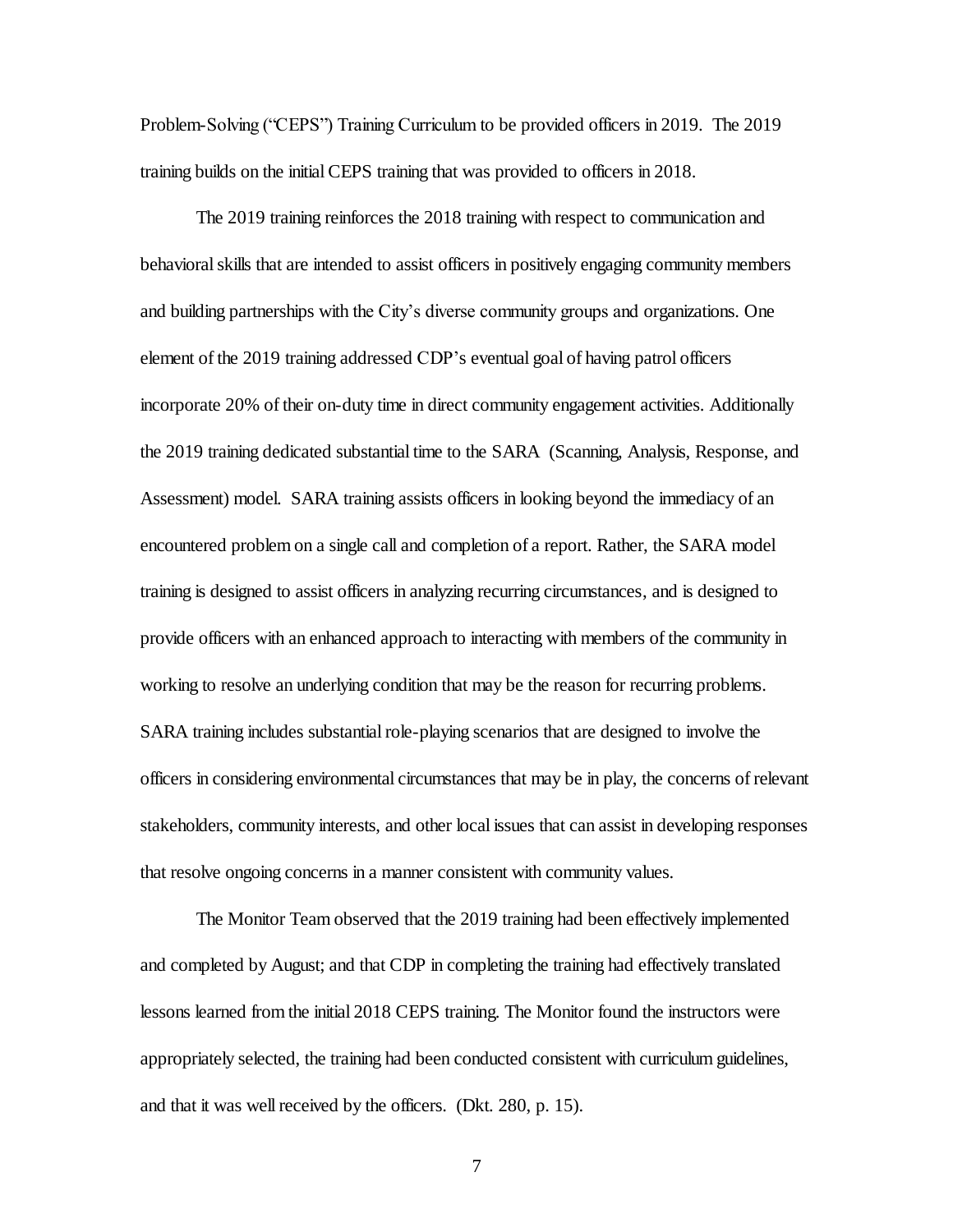Problem-Solving ("CEPS") Training Curriculum to be provided officers in 2019. The 2019 training builds on the initial CEPS training that was provided to officers in 2018.

The 2019 training reinforces the 2018 training with respect to communication and behavioral skills that are intended to assist officers in positively engaging community members and building partnerships with the City's diverse community groups and organizations. One element of the 2019 training addressed CDP's eventual goal of having patrol officers incorporate 20% of their on-duty time in direct community engagement activities. Additionally the 2019 training dedicated substantial time to the SARA (Scanning, Analysis, Response, and Assessment) model. SARA training assists officers in looking beyond the immediacy of an encountered problem on a single call and completion of a report. Rather, the SARA model training is designed to assist officers in analyzing recurring circumstances, and is designed to provide officers with an enhanced approach to interacting with members of the community in working to resolve an underlying condition that may be the reason for recurring problems. SARA training includes substantial role-playing scenarios that are designed to involve the officers in considering environmental circumstances that may be in play, the concerns of relevant stakeholders, community interests, and other local issues that can assist in developing responses that resolve ongoing concerns in a manner consistent with community values.

The Monitor Team observed that the 2019 training had been effectively implemented and completed by August; and that CDP in completing the training had effectively translated lessons learned from the initial 2018 CEPS training. The Monitor found the instructors were appropriately selected, the training had been conducted consistent with curriculum guidelines, and that it was well received by the officers. (Dkt. 280, p. 15).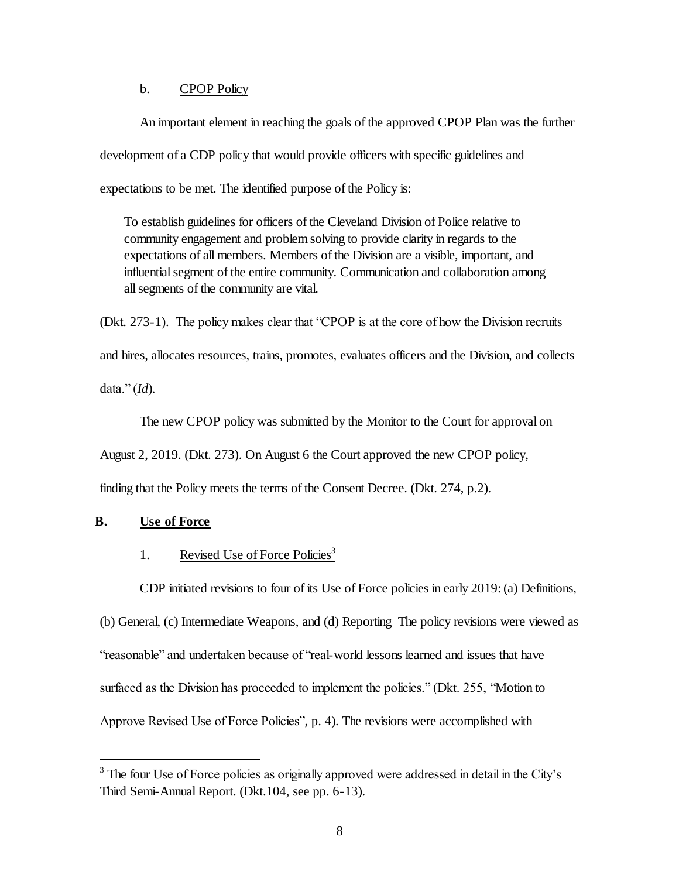b. CPOP Policy

An important element in reaching the goals of the approved CPOP Plan was the further development of a CDP policy that would provide officers with specific guidelines and expectations to be met. The identified purpose of the Policy is:

> To establish guidelines for officers of the Cleveland Division of Police relative to community engagement and problem solving to provide clarity in regards to the expectations of all members. Members of the Division are a visible, important, and influential segment of the entire community. Communication and collaboration among all segments of the community are vital.

(Dkt. 273-1). The policy makes clear that "CPOP is at the core of how the Division recruits and hires, allocates resources, trains, promotes, evaluates officers and the Division, and collects data." (*Id*).

The new CPOP policy was submitted by the Monitor to the Court for approval on August 2, 2019. (Dkt. 273). On August 6 the Court approved the new CPOP policy, finding that the Policy meets the terms of the Consent Decree. (Dkt. 274, p.2).

## B. Use of Force

### 1. Revised Use of Force Policies[3]

CDP initiated revisions to four of its Use of Force policies in early 2019: (a) Definitions, (b) General, (c) Intermediate Weapons, and (d) Reporting The policy revisions were viewed as "reasonable" and undertaken because of "real-world lessons learned and issues that have surfaced as the Division has proceeded to implement the policies." (Dkt. 255, "Motion to Approve Revised Use of Force Policies", p. 4). The revisions were accomplished with

[3] The four Use of Force policies as originally approved were addressed in detail in the City's Third Semi-Annual Report. (Dkt.104, see pp. 6-13).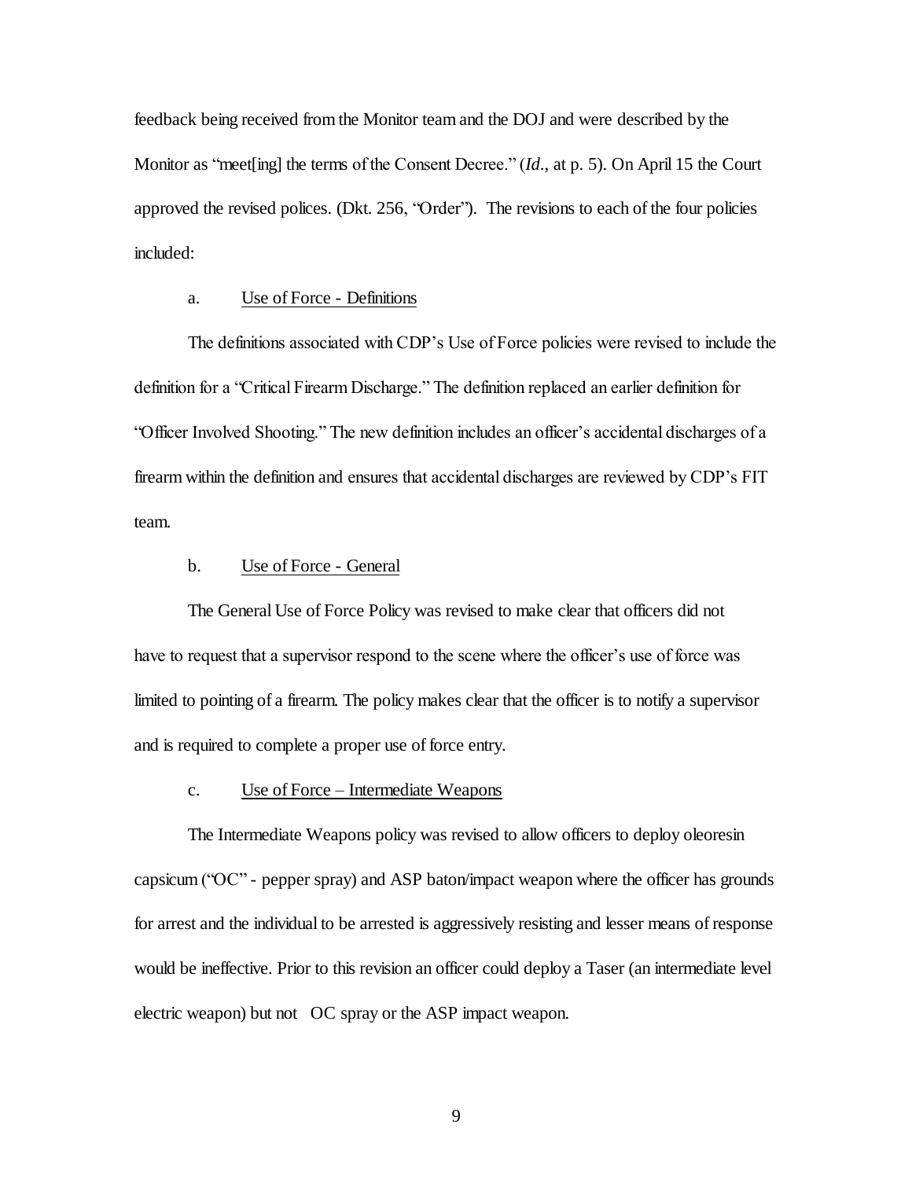feedback being received from the Monitor team and the DOJ and were described by the Monitor as "meet[ing] the terms of the Consent Decree." (*Id*., at p. 5). On April 15 the Court approved the revised polices. (Dkt. 256, "Order"). The revisions to each of the four policies included:

a. Use of Force - Definitions

The definitions associated with CDP's Use of Force policies were revised to include the definition for a "Critical Firearm Discharge." The definition replaced an earlier definition for "Officer Involved Shooting." The new definition includes an officer's accidental discharges of a firearm within the definition and ensures that accidental discharges are reviewed by CDP's FIT team.

b. Use of Force - General

The General Use of Force Policy was revised to make clear that officers did not have to request that a supervisor respond to the scene where the officer's use of force was limited to pointing of a firearm. The policy makes clear that the officer is to notify a supervisor and is required to complete a proper use of force entry.

c. Use of Force – Intermediate Weapons

The Intermediate Weapons policy was revised to allow officers to deploy oleoresin capsicum ("OC" - pepper spray) and ASP baton/impact weapon where the officer has grounds for arrest and the individual to be arrested is aggressively resisting and lesser means of response would be ineffective. Prior to this revision an officer could deploy a Taser (an intermediate level electric weapon) but not OC spray or the ASP impact weapon.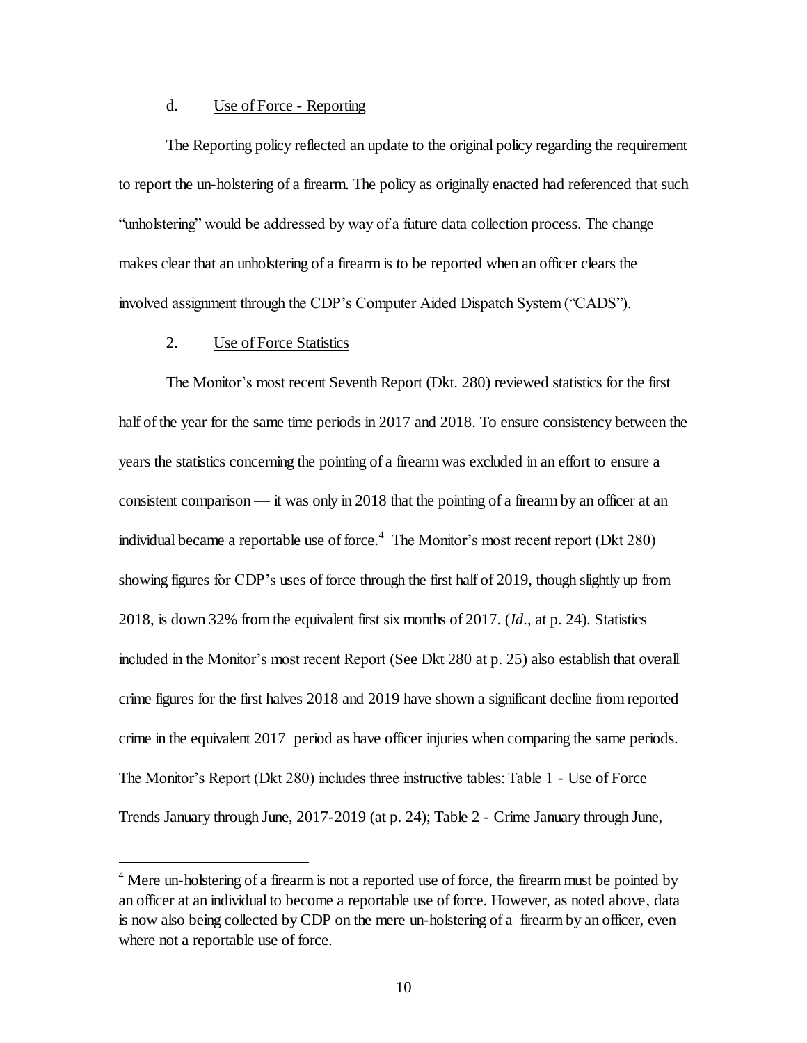d. <u>Use of Force - Reporting</u>

The Reporting policy reflected an update to the original policy regarding the requirement to report the un-holstering of a firearm. The policy as originally enacted had referenced that such "unholstering" would be addressed by way of a future data collection process. The change makes clear that an unholstering of a firearm is to be reported when an officer clears the involved assignment through the CDP's Computer Aided Dispatch System ("CADS").

2. <u>Use of Force Statistics</u>

The Monitor's most recent Seventh Report (Dkt. 280) reviewed statistics for the first half of the year for the same time periods in 2017 and 2018. To ensure consistency between the years the statistics concerning the pointing of a firearm was excluded in an effort to ensure a consistent comparison — it was only in 2018 that the pointing of a firearm by an officer at an individual became a reportable use of force.[4] The Monitor's most recent report (Dkt 280) showing figures for CDP's uses of force through the first half of 2019, though slightly up from 2018, is down 32% from the equivalent first six months of 2017. (*Id*., at p. 24). Statistics included in the Monitor's most recent Report (See Dkt 280 at p. 25) also establish that overall crime figures for the first halves 2018 and 2019 have shown a significant decline from reported crime in the equivalent 2017 period as have officer injuries when comparing the same periods. The Monitor's Report (Dkt 280) includes three instructive tables: Table 1 - Use of Force Trends January through June, 2017-2019 (at p. 24); Table 2 - Crime January through June,

[4] Mere un-holstering of a firearm is not a reported use of force, the firearm must be pointed by an officer at an individual to become a reportable use of force. However, as noted above, data is now also being collected by CDP on the mere un-holstering of a firearm by an officer, even where not a reportable use of force.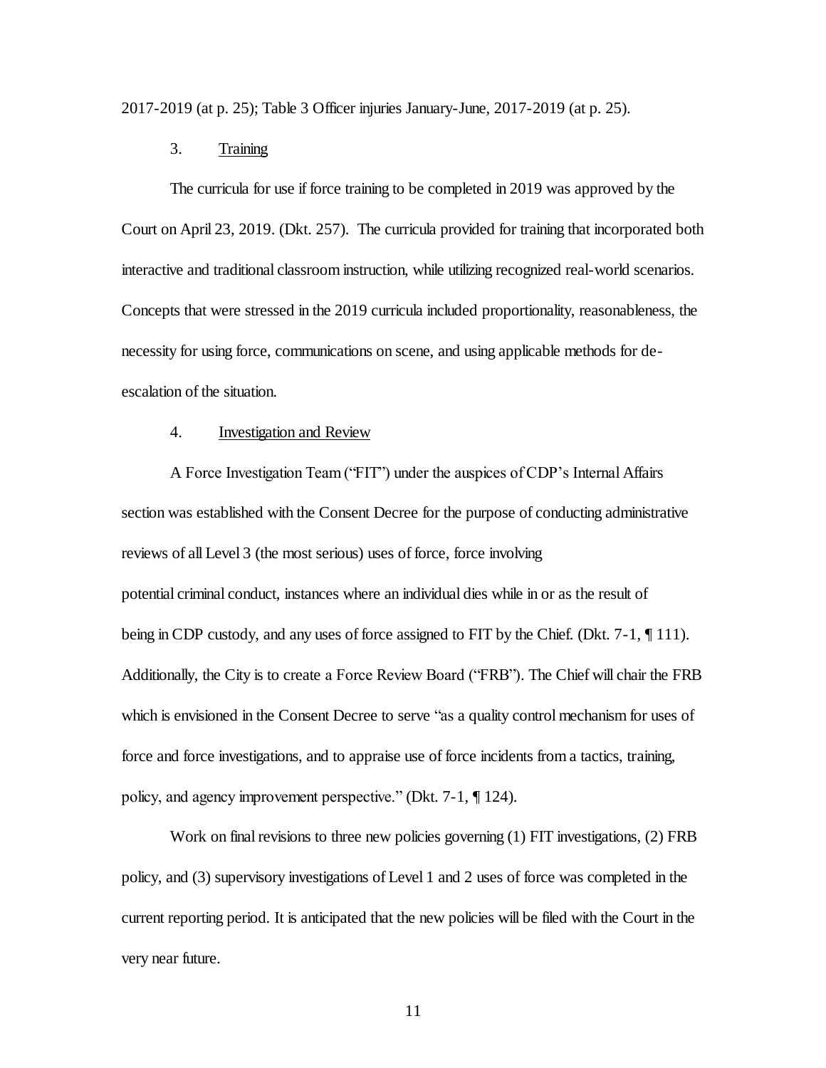2017-2019 (at p. 25); Table 3 Officer injuries January-June, 2017-2019 (at p. 25).

### 3. Training

The curricula for use if force training to be completed in 2019 was approved by the Court on April 23, 2019. (Dkt. 257). The curricula provided for training that incorporated both interactive and traditional classroom instruction, while utilizing recognized real-world scenarios. Concepts that were stressed in the 2019 curricula included proportionality, reasonableness, the necessity for using force, communications on scene, and using applicable methods for de-escalation of the situation.

### 4. Investigation and Review

A Force Investigation Team ("FIT") under the auspices of CDP's Internal Affairs section was established with the Consent Decree for the purpose of conducting administrative reviews of all Level 3 (the most serious) uses of force, force involving potential criminal conduct, instances where an individual dies while in or as the result of being in CDP custody, and any uses of force assigned to FIT by the Chief. (Dkt. 7-1, ¶ 111). Additionally, the City is to create a Force Review Board ("FRB"). The Chief will chair the FRB which is envisioned in the Consent Decree to serve "as a quality control mechanism for uses of force and force investigations, and to appraise use of force incidents from a tactics, training, policy, and agency improvement perspective." (Dkt. 7-1, ¶ 124).

Work on final revisions to three new policies governing (1) FIT investigations, (2) FRB policy, and (3) supervisory investigations of Level 1 and 2 uses of force was completed in the current reporting period. It is anticipated that the new policies will be filed with the Court in the very near future.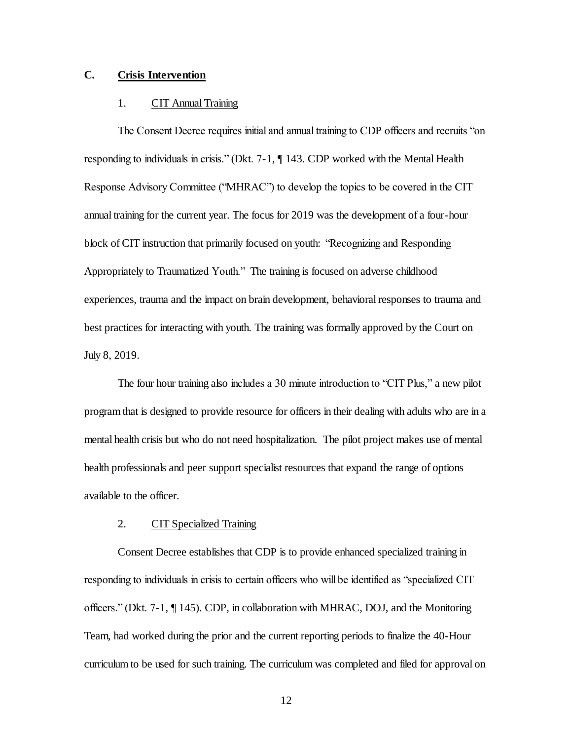## C. Crisis Intervention

### 1. CIT Annual Training

The Consent Decree requires initial and annual training to CDP officers and recruits "on responding to individuals in crisis." (Dkt. 7-1, ¶ 143. CDP worked with the Mental Health Response Advisory Committee ("MHRAC") to develop the topics to be covered in the CIT annual training for the current year. The focus for 2019 was the development of a four-hour block of CIT instruction that primarily focused on youth: "Recognizing and Responding Appropriately to Traumatized Youth." The training is focused on adverse childhood experiences, trauma and the impact on brain development, behavioral responses to trauma and best practices for interacting with youth. The training was formally approved by the Court on July 8, 2019.

The four hour training also includes a 30 minute introduction to "CIT Plus," a new pilot program that is designed to provide resource for officers in their dealing with adults who are in a mental health crisis but who do not need hospitalization. The pilot project makes use of mental health professionals and peer support specialist resources that expand the range of options available to the officer.

### 2. CIT Specialized Training

Consent Decree establishes that CDP is to provide enhanced specialized training in responding to individuals in crisis to certain officers who will be identified as "specialized CIT officers." (Dkt. 7-1, ¶ 145). CDP, in collaboration with MHRAC, DOJ, and the Monitoring Team, had worked during the prior and the current reporting periods to finalize the 40-Hour curriculum to be used for such training. The curriculum was completed and filed for approval on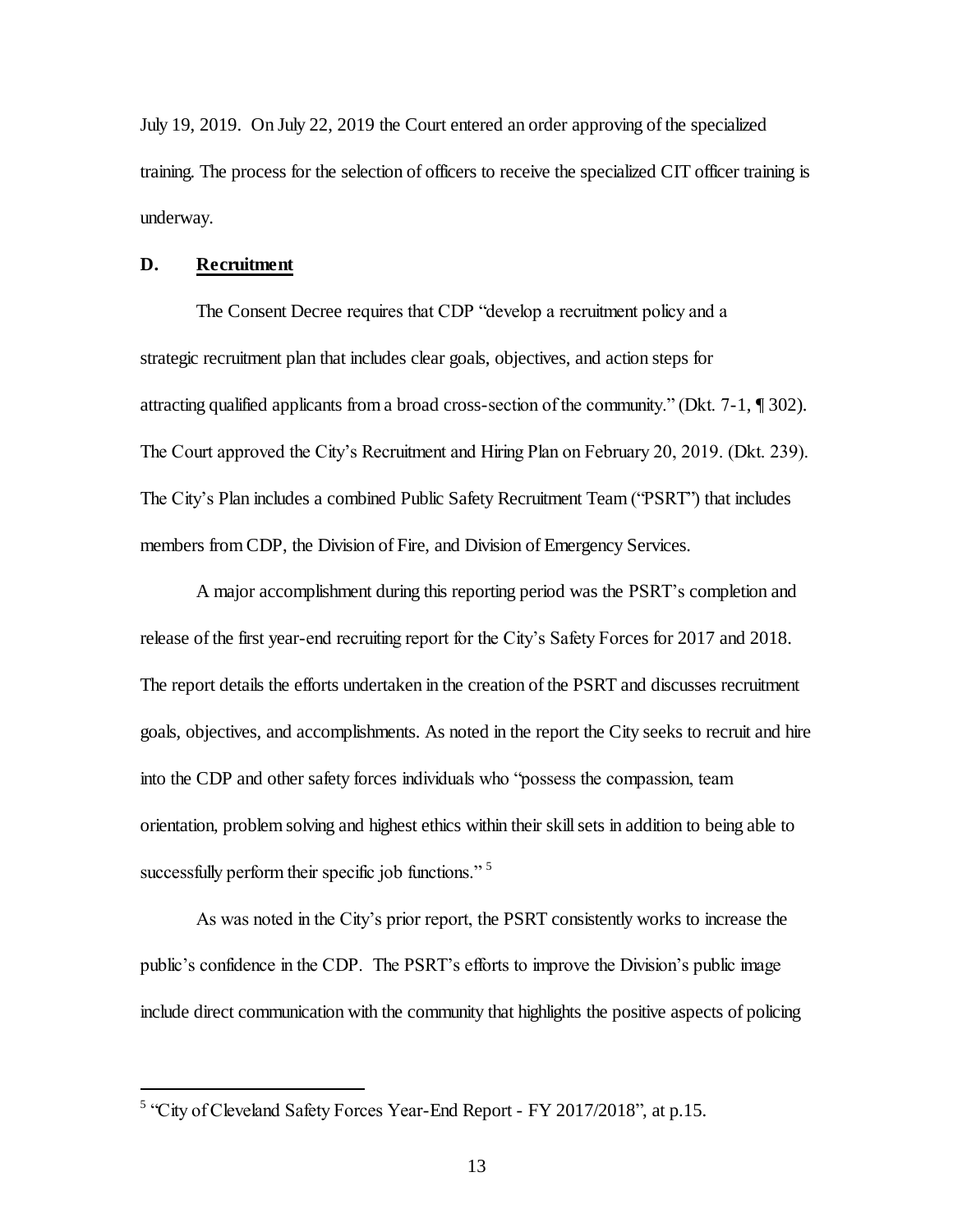July 19, 2019. On July 22, 2019 the Court entered an order approving of the specialized training. The process for the selection of officers to receive the specialized CIT officer training is underway.

### D. Recruitment

The Consent Decree requires that CDP "develop a recruitment policy and a strategic recruitment plan that includes clear goals, objectives, and action steps for attracting qualified applicants from a broad cross-section of the community." (Dkt. 7-1, ¶ 302). The Court approved the City's Recruitment and Hiring Plan on February 20, 2019. (Dkt. 239). The City's Plan includes a combined Public Safety Recruitment Team ("PSRT") that includes members from CDP, the Division of Fire, and Division of Emergency Services.

A major accomplishment during this reporting period was the PSRT's completion and release of the first year-end recruiting report for the City's Safety Forces for 2017 and 2018. The report details the efforts undertaken in the creation of the PSRT and discusses recruitment goals, objectives, and accomplishments. As noted in the report the City seeks to recruit and hire into the CDP and other safety forces individuals who "possess the compassion, team orientation, problem solving and highest ethics within their skill sets in addition to being able to successfully perform their specific job functions." [5]

As was noted in the City's prior report, the PSRT consistently works to increase the public's confidence in the CDP. The PSRT's efforts to improve the Division's public image include direct communication with the community that highlights the positive aspects of policing

---

[5] "City of Cleveland Safety Forces Year-End Report - FY 2017/2018", at p.15.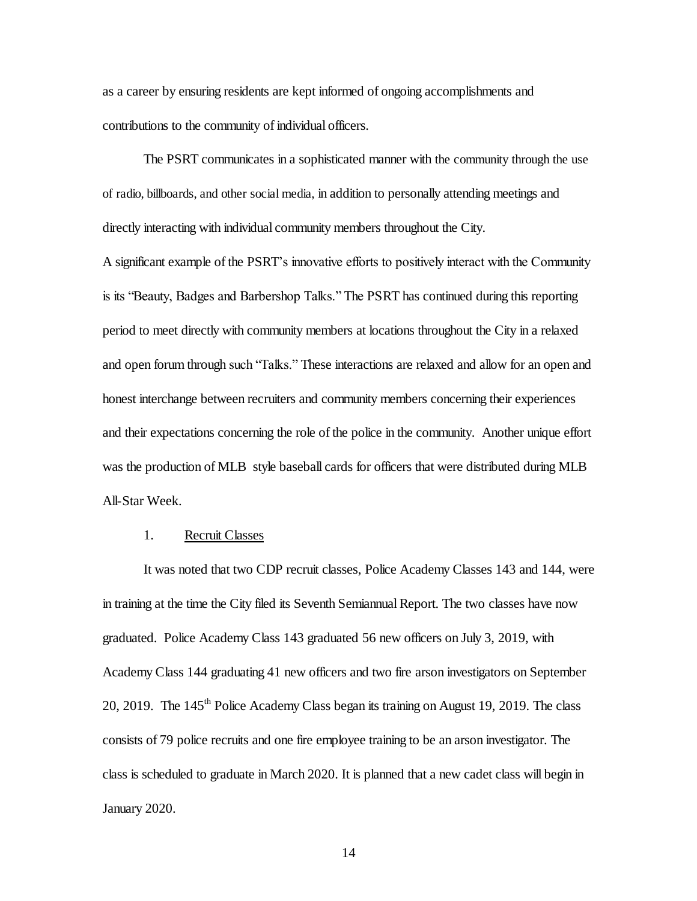as a career by ensuring residents are kept informed of ongoing accomplishments and contributions to the community of individual officers.

The PSRT communicates in a sophisticated manner with the community through the use of radio, billboards, and other social media, in addition to personally attending meetings and directly interacting with individual community members throughout the City.

A significant example of the PSRT's innovative efforts to positively interact with the Community is its "Beauty, Badges and Barbershop Talks." The PSRT has continued during this reporting period to meet directly with community members at locations throughout the City in a relaxed and open forum through such "Talks." These interactions are relaxed and allow for an open and honest interchange between recruiters and community members concerning their experiences and their expectations concerning the role of the police in the community. Another unique effort was the production of MLB style baseball cards for officers that were distributed during MLB All-Star Week.

1. Recruit Classes

It was noted that two CDP recruit classes, Police Academy Classes 143 and 144, were in training at the time the City filed its Seventh Semiannual Report. The two classes have now graduated. Police Academy Class 143 graduated 56 new officers on July 3, 2019, with Academy Class 144 graduating 41 new officers and two fire arson investigators on September 20, 2019. The 145th Police Academy Class began its training on August 19, 2019. The class consists of 79 police recruits and one fire employee training to be an arson investigator. The class is scheduled to graduate in March 2020. It is planned that a new cadet class will begin in January 2020.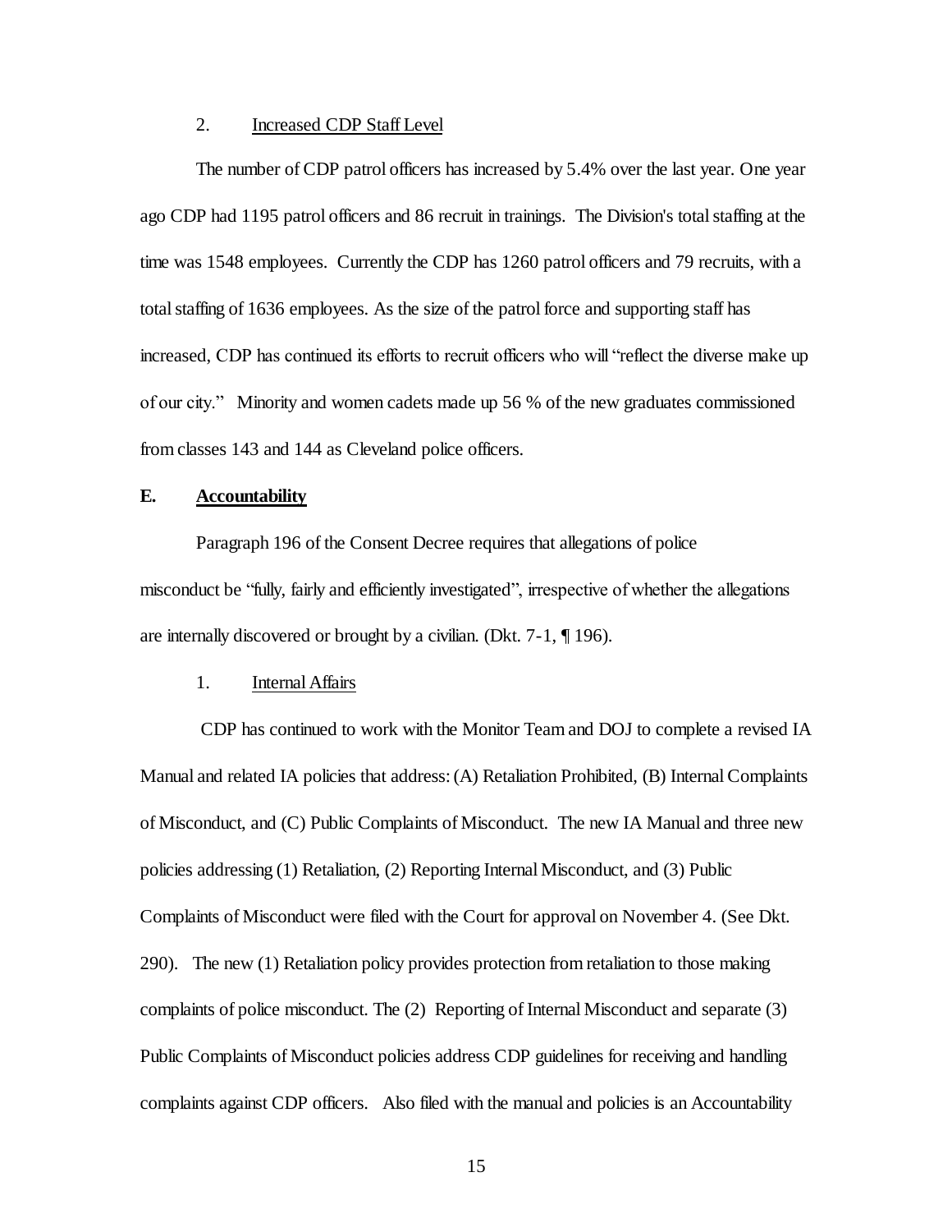2. Increased CDP Staff Level

The number of CDP patrol officers has increased by 5.4% over the last year. One year ago CDP had 1195 patrol officers and 86 recruit in trainings. The Division's total staffing at the time was 1548 employees. Currently the CDP has 1260 patrol officers and 79 recruits, with a total staffing of 1636 employees. As the size of the patrol force and supporting staff has increased, CDP has continued its efforts to recruit officers who will "reflect the diverse make up of our city." Minority and women cadets made up 56 % of the new graduates commissioned from classes 143 and 144 as Cleveland police officers.

## E. Accountability

Paragraph 196 of the Consent Decree requires that allegations of police misconduct be "fully, fairly and efficiently investigated", irrespective of whether the allegations are internally discovered or brought by a civilian. (Dkt. 7-1, ¶ 196).

1. Internal Affairs

CDP has continued to work with the Monitor Team and DOJ to complete a revised IA Manual and related IA policies that address: (A) Retaliation Prohibited, (B) Internal Complaints of Misconduct, and (C) Public Complaints of Misconduct. The new IA Manual and three new policies addressing (1) Retaliation, (2) Reporting Internal Misconduct, and (3) Public Complaints of Misconduct were filed with the Court for approval on November 4. (See Dkt. 290). The new (1) Retaliation policy provides protection from retaliation to those making complaints of police misconduct. The (2) Reporting of Internal Misconduct and separate (3) Public Complaints of Misconduct policies address CDP guidelines for receiving and handling complaints against CDP officers. Also filed with the manual and policies is an Accountability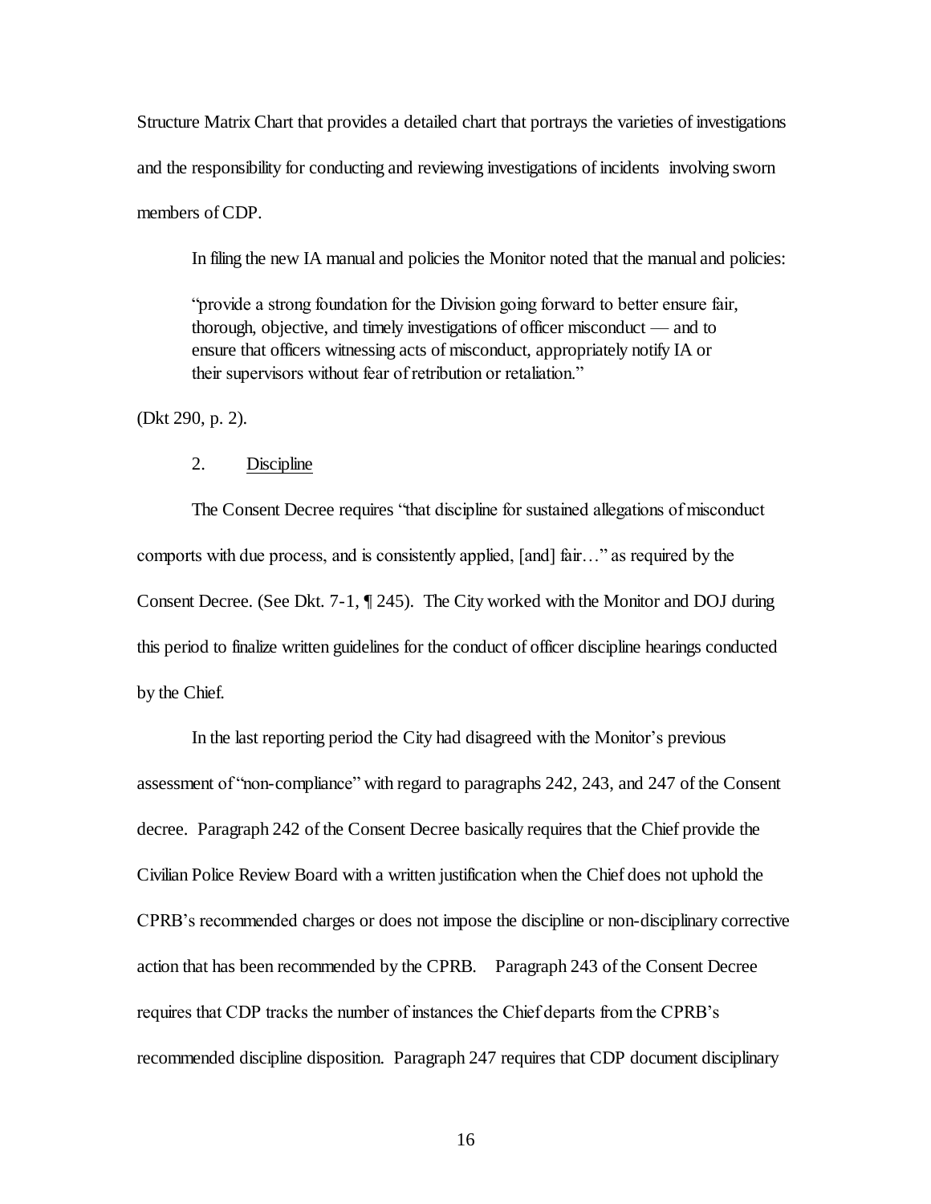Structure Matrix Chart that provides a detailed chart that portrays the varieties of investigations and the responsibility for conducting and reviewing investigations of incidents involving sworn members of CDP.

In filing the new IA manual and policies the Monitor noted that the manual and policies:

> "provide a strong foundation for the Division going forward to better ensure fair, thorough, objective, and timely investigations of officer misconduct — and to ensure that officers witnessing acts of misconduct, appropriately notify IA or their supervisors without fear of retribution or retaliation."

(Dkt 290, p. 2).

2. Discipline

The Consent Decree requires "that discipline for sustained allegations of misconduct comports with due process, and is consistently applied, [and] fair…" as required by the Consent Decree. (See Dkt. 7-1, ¶ 245). The City worked with the Monitor and DOJ during this period to finalize written guidelines for the conduct of officer discipline hearings conducted by the Chief.

In the last reporting period the City had disagreed with the Monitor's previous assessment of "non-compliance" with regard to paragraphs 242, 243, and 247 of the Consent decree. Paragraph 242 of the Consent Decree basically requires that the Chief provide the Civilian Police Review Board with a written justification when the Chief does not uphold the CPRB's recommended charges or does not impose the discipline or non-disciplinary corrective action that has been recommended by the CPRB. Paragraph 243 of the Consent Decree requires that CDP tracks the number of instances the Chief departs from the CPRB's recommended discipline disposition. Paragraph 247 requires that CDP document disciplinary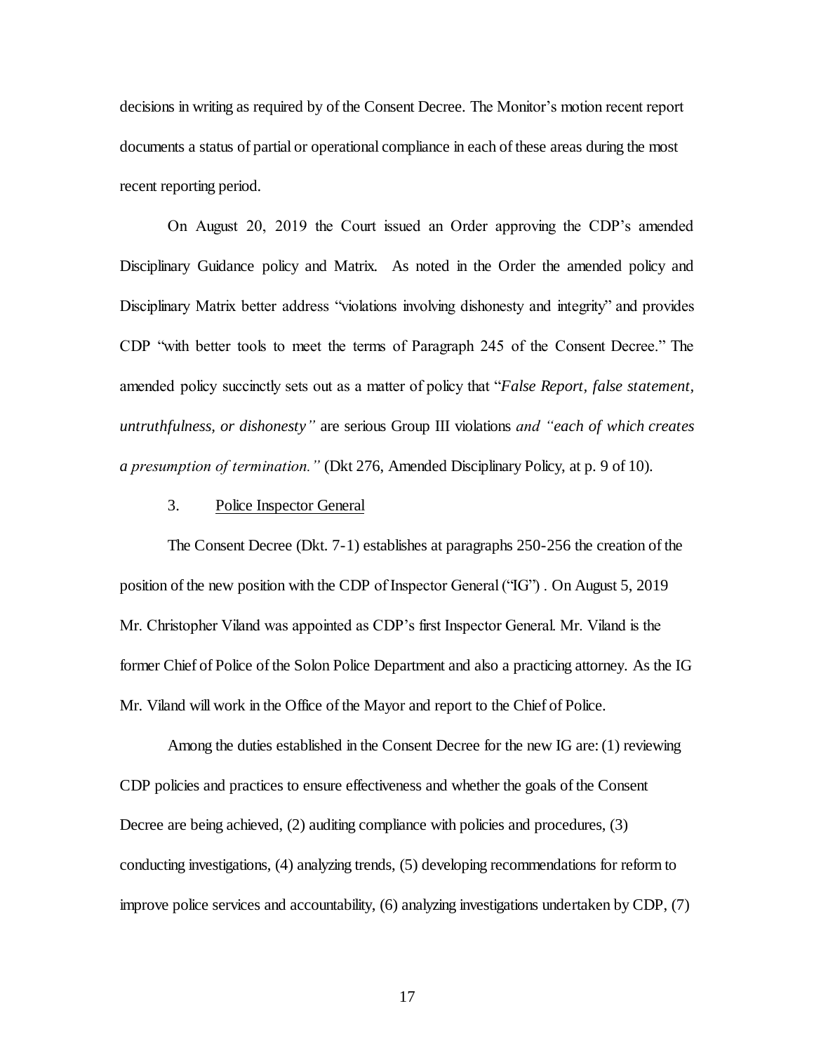decisions in writing as required by of the Consent Decree. The Monitor's motion recent report documents a status of partial or operational compliance in each of these areas during the most recent reporting period.

On August 20, 2019 the Court issued an Order approving the CDP's amended Disciplinary Guidance policy and Matrix. As noted in the Order the amended policy and Disciplinary Matrix better address "violations involving dishonesty and integrity" and provides CDP "with better tools to meet the terms of Paragraph 245 of the Consent Decree." The amended policy succinctly sets out as a matter of policy that "*False Report, false statement, untruthfulness, or dishonesty"* are serious Group III violations *and "each of which creates a presumption of termination."* (Dkt 276, Amended Disciplinary Policy, at p. 9 of 10).

3. Police Inspector General

The Consent Decree (Dkt. 7-1) establishes at paragraphs 250-256 the creation of the position of the new position with the CDP of Inspector General ("IG") . On August 5, 2019 Mr. Christopher Viland was appointed as CDP's first Inspector General. Mr. Viland is the former Chief of Police of the Solon Police Department and also a practicing attorney. As the IG Mr. Viland will work in the Office of the Mayor and report to the Chief of Police.

Among the duties established in the Consent Decree for the new IG are: (1) reviewing CDP policies and practices to ensure effectiveness and whether the goals of the Consent Decree are being achieved, (2) auditing compliance with policies and procedures, (3) conducting investigations, (4) analyzing trends, (5) developing recommendations for reform to improve police services and accountability, (6) analyzing investigations undertaken by CDP, (7)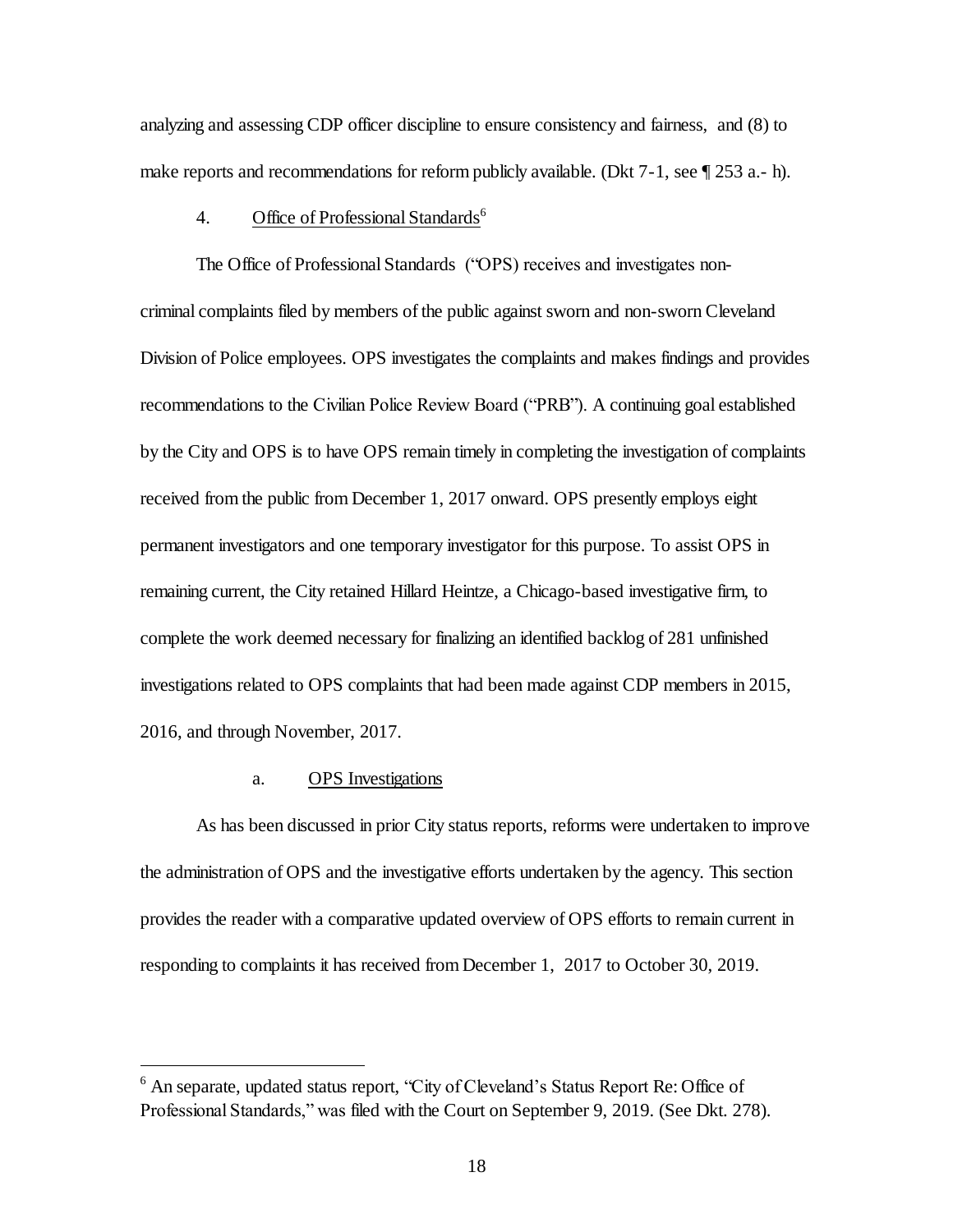analyzing and assessing CDP officer discipline to ensure consistency and fairness, and (8) to make reports and recommendations for reform publicly available. (Dkt 7-1, see ¶ 253 a.- h).

### 4. Office of Professional Standards[6]

The Office of Professional Standards ("OPS) receives and investigates non-criminal complaints filed by members of the public against sworn and non-sworn Cleveland Division of Police employees. OPS investigates the complaints and makes findings and provides recommendations to the Civilian Police Review Board ("PRB"). A continuing goal established by the City and OPS is to have OPS remain timely in completing the investigation of complaints received from the public from December 1, 2017 onward. OPS presently employs eight permanent investigators and one temporary investigator for this purpose. To assist OPS in remaining current, the City retained Hillard Heintze, a Chicago-based investigative firm, to complete the work deemed necessary for finalizing an identified backlog of 281 unfinished investigations related to OPS complaints that had been made against CDP members in 2015, 2016, and through November, 2017.

#### a. OPS Investigations

As has been discussed in prior City status reports, reforms were undertaken to improve the administration of OPS and the investigative efforts undertaken by the agency. This section provides the reader with a comparative updated overview of OPS efforts to remain current in responding to complaints it has received from December 1, 2017 to October 30, 2019.

---

[6] An separate, updated status report, "City of Cleveland's Status Report Re: Office of Professional Standards," was filed with the Court on September 9, 2019. (See Dkt. 278).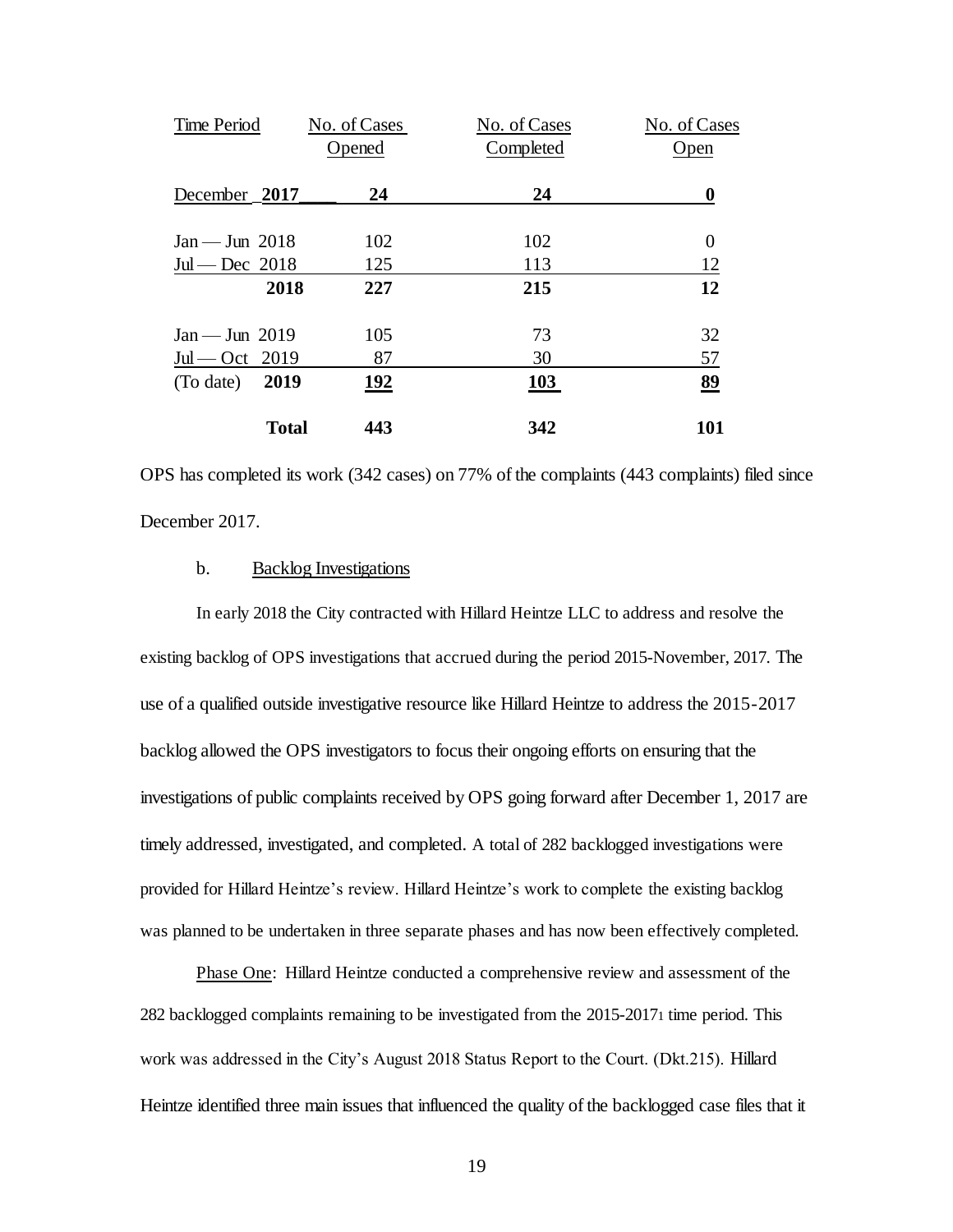| Time Period | No. of Cases Opened | No. of Cases Completed | No. of Cases Open |
|---|---|---|---|
| December **2017** | **24** | **24** | **0** |
| Jan — Jun 2018 | 102 | 102 | 0 |
| Jul — Dec 2018 | 125 | 113 | 12 |
| **2018** | **227** | **215** | **12** |
| Jan — Jun 2019 | 105 | 73 | 32 |
| Jul — Oct 2019 | 87 | 30 | 57 |
| (To date) **2019** | **192** | **103** | **89** |
| **Total** | **443** | **342** | **101** |

OPS has completed its work (342 cases) on 77% of the complaints (443 complaints) filed since December 2017.

b. Backlog Investigations

In early 2018 the City contracted with Hillard Heintze LLC to address and resolve the existing backlog of OPS investigations that accrued during the period 2015-November, 2017. The use of a qualified outside investigative resource like Hillard Heintze to address the 2015-2017 backlog allowed the OPS investigators to focus their ongoing efforts on ensuring that the investigations of public complaints received by OPS going forward after December 1, 2017 are timely addressed, investigated, and completed. A total of 282 backlogged investigations were provided for Hillard Heintze's review. Hillard Heintze's work to complete the existing backlog was planned to be undertaken in three separate phases and has now been effectively completed.

Phase One: Hillard Heintze conducted a comprehensive review and assessment of the 282 backlogged complaints remaining to be investigated from the 2015-2017[1] time period. This work was addressed in the City's August 2018 Status Report to the Court. (Dkt.215). Hillard Heintze identified three main issues that influenced the quality of the backlogged case files that it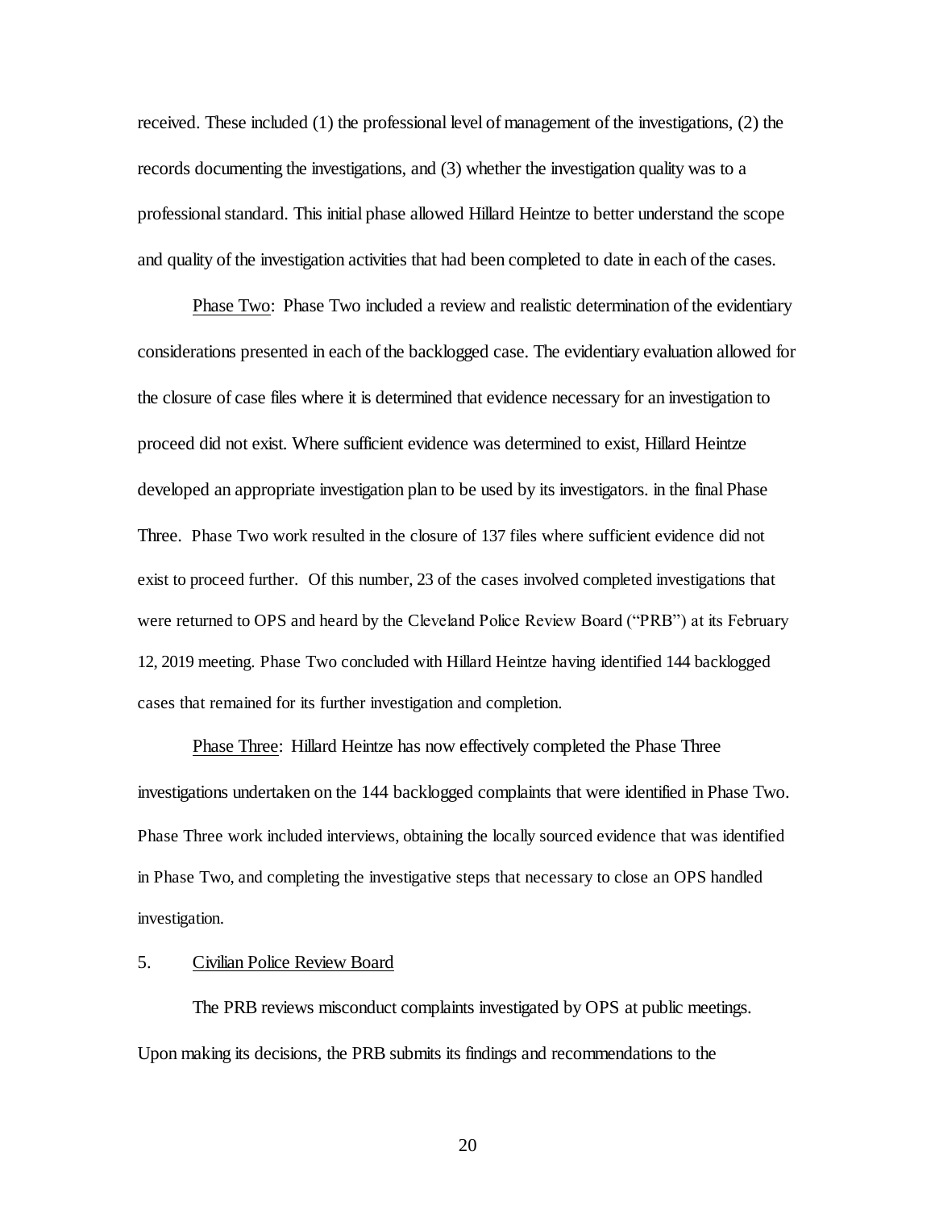received. These included (1) the professional level of management of the investigations, (2) the records documenting the investigations, and (3) whether the investigation quality was to a professional standard. This initial phase allowed Hillard Heintze to better understand the scope and quality of the investigation activities that had been completed to date in each of the cases.

Phase Two: Phase Two included a review and realistic determination of the evidentiary considerations presented in each of the backlogged case. The evidentiary evaluation allowed for the closure of case files where it is determined that evidence necessary for an investigation to proceed did not exist. Where sufficient evidence was determined to exist, Hillard Heintze developed an appropriate investigation plan to be used by its investigators. in the final Phase Three. Phase Two work resulted in the closure of 137 files where sufficient evidence did not exist to proceed further. Of this number, 23 of the cases involved completed investigations that were returned to OPS and heard by the Cleveland Police Review Board ("PRB") at its February 12, 2019 meeting. Phase Two concluded with Hillard Heintze having identified 144 backlogged cases that remained for its further investigation and completion.

Phase Three: Hillard Heintze has now effectively completed the Phase Three investigations undertaken on the 144 backlogged complaints that were identified in Phase Two. Phase Three work included interviews, obtaining the locally sourced evidence that was identified in Phase Two, and completing the investigative steps that necessary to close an OPS handled investigation.

5. Civilian Police Review Board

The PRB reviews misconduct complaints investigated by OPS at public meetings. Upon making its decisions, the PRB submits its findings and recommendations to the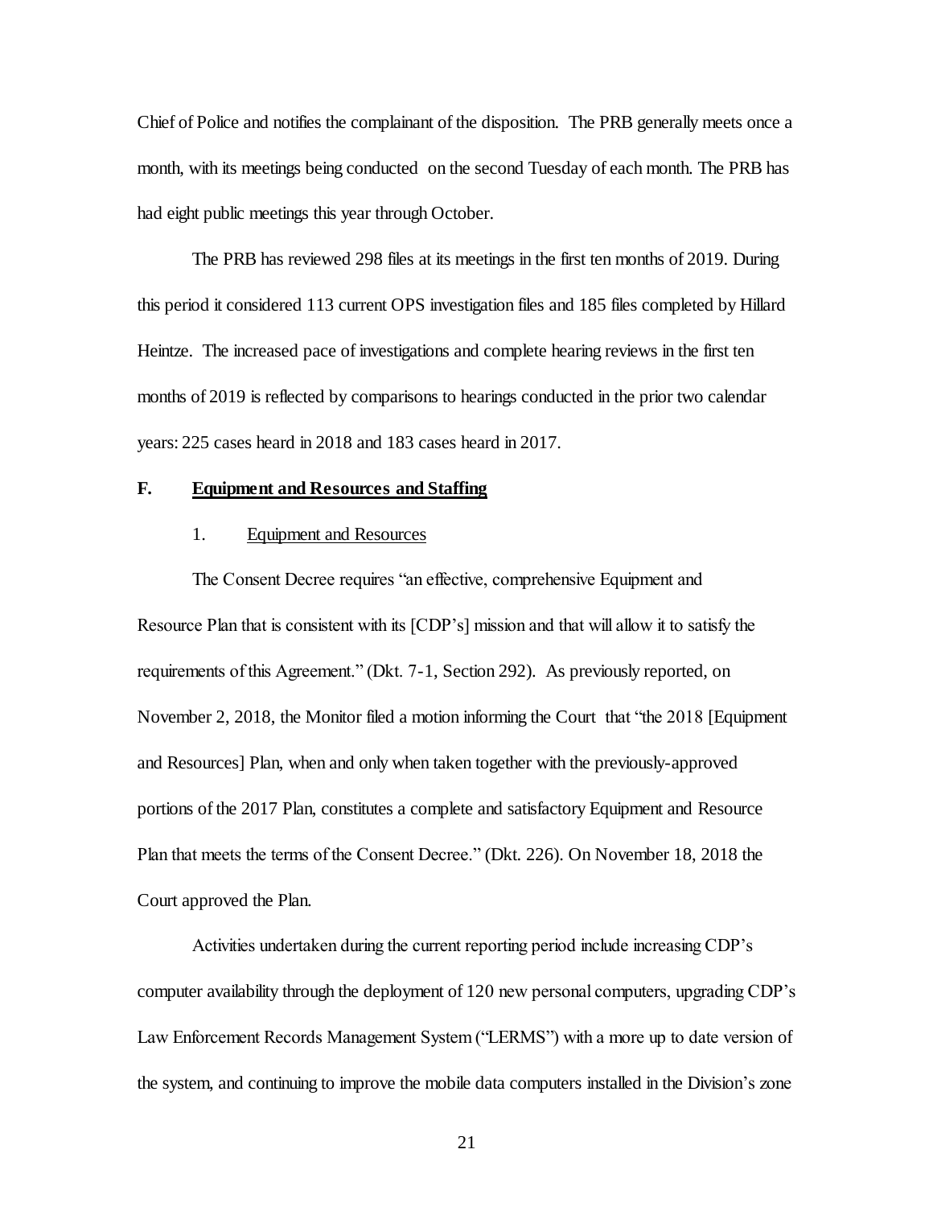Chief of Police and notifies the complainant of the disposition. The PRB generally meets once a month, with its meetings being conducted on the second Tuesday of each month. The PRB has had eight public meetings this year through October.

The PRB has reviewed 298 files at its meetings in the first ten months of 2019. During this period it considered 113 current OPS investigation files and 185 files completed by Hillard Heintze. The increased pace of investigations and complete hearing reviews in the first ten months of 2019 is reflected by comparisons to hearings conducted in the prior two calendar years: 225 cases heard in 2018 and 183 cases heard in 2017.

## F. Equipment and Resources and Staffing

### 1. Equipment and Resources

The Consent Decree requires "an effective, comprehensive Equipment and Resource Plan that is consistent with its [CDP's] mission and that will allow it to satisfy the requirements of this Agreement." (Dkt. 7-1, Section 292). As previously reported, on November 2, 2018, the Monitor filed a motion informing the Court that "the 2018 [Equipment and Resources] Plan, when and only when taken together with the previously-approved portions of the 2017 Plan, constitutes a complete and satisfactory Equipment and Resource Plan that meets the terms of the Consent Decree." (Dkt. 226). On November 18, 2018 the Court approved the Plan.

Activities undertaken during the current reporting period include increasing CDP's computer availability through the deployment of 120 new personal computers, upgrading CDP's Law Enforcement Records Management System ("LERMS") with a more up to date version of the system, and continuing to improve the mobile data computers installed in the Division's zone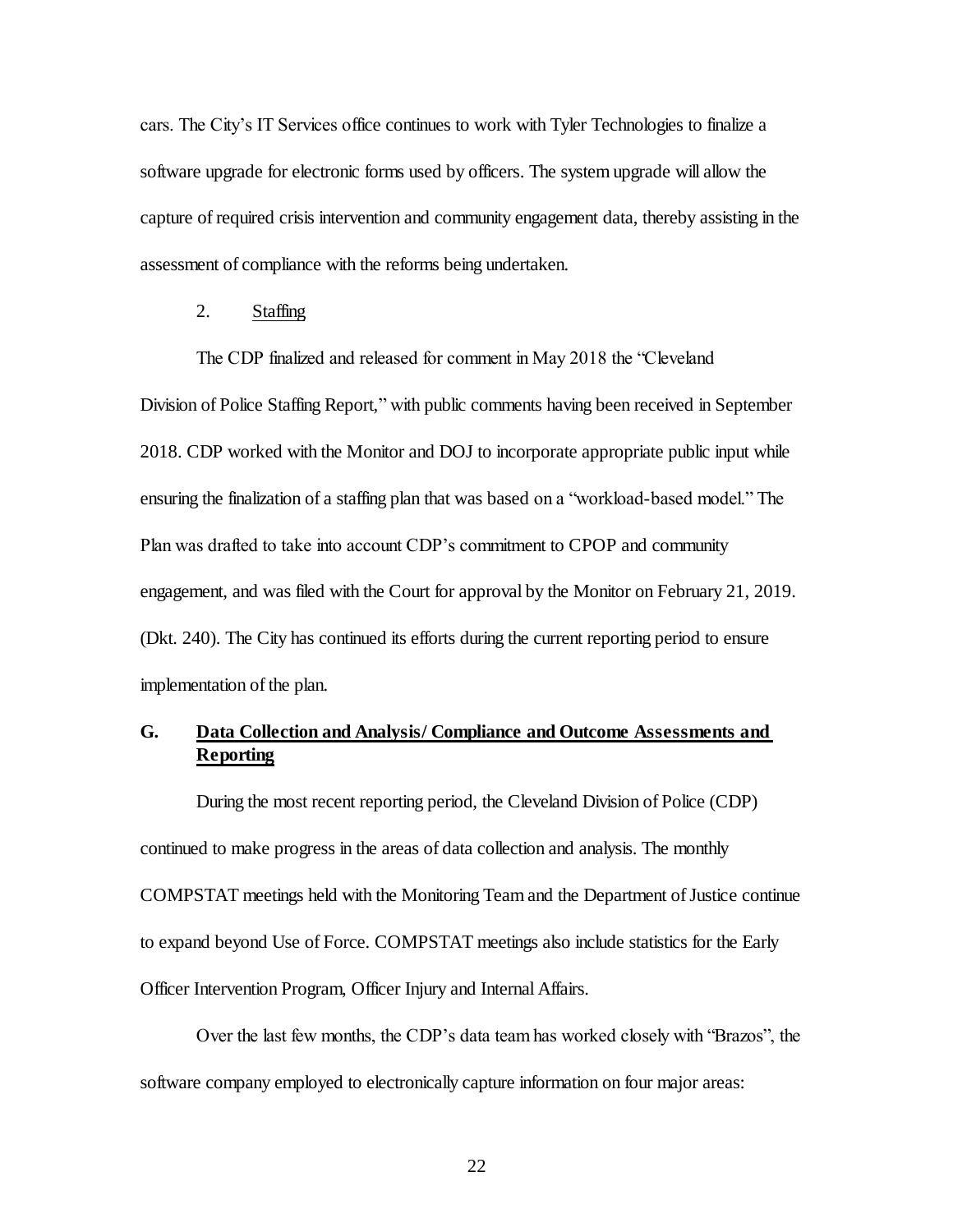cars. The City's IT Services office continues to work with Tyler Technologies to finalize a software upgrade for electronic forms used by officers. The system upgrade will allow the capture of required crisis intervention and community engagement data, thereby assisting in the assessment of compliance with the reforms being undertaken.

2. Staffing

The CDP finalized and released for comment in May 2018 the "Cleveland Division of Police Staffing Report," with public comments having been received in September 2018. CDP worked with the Monitor and DOJ to incorporate appropriate public input while ensuring the finalization of a staffing plan that was based on a "workload-based model." The Plan was drafted to take into account CDP's commitment to CPOP and community engagement, and was filed with the Court for approval by the Monitor on February 21, 2019. (Dkt. 240). The City has continued its efforts during the current reporting period to ensure implementation of the plan.

## G. Data Collection and Analysis/ Compliance and Outcome Assessments and Reporting

During the most recent reporting period, the Cleveland Division of Police (CDP) continued to make progress in the areas of data collection and analysis. The monthly COMPSTAT meetings held with the Monitoring Team and the Department of Justice continue to expand beyond Use of Force. COMPSTAT meetings also include statistics for the Early Officer Intervention Program, Officer Injury and Internal Affairs.

Over the last few months, the CDP's data team has worked closely with "Brazos", the software company employed to electronically capture information on four major areas: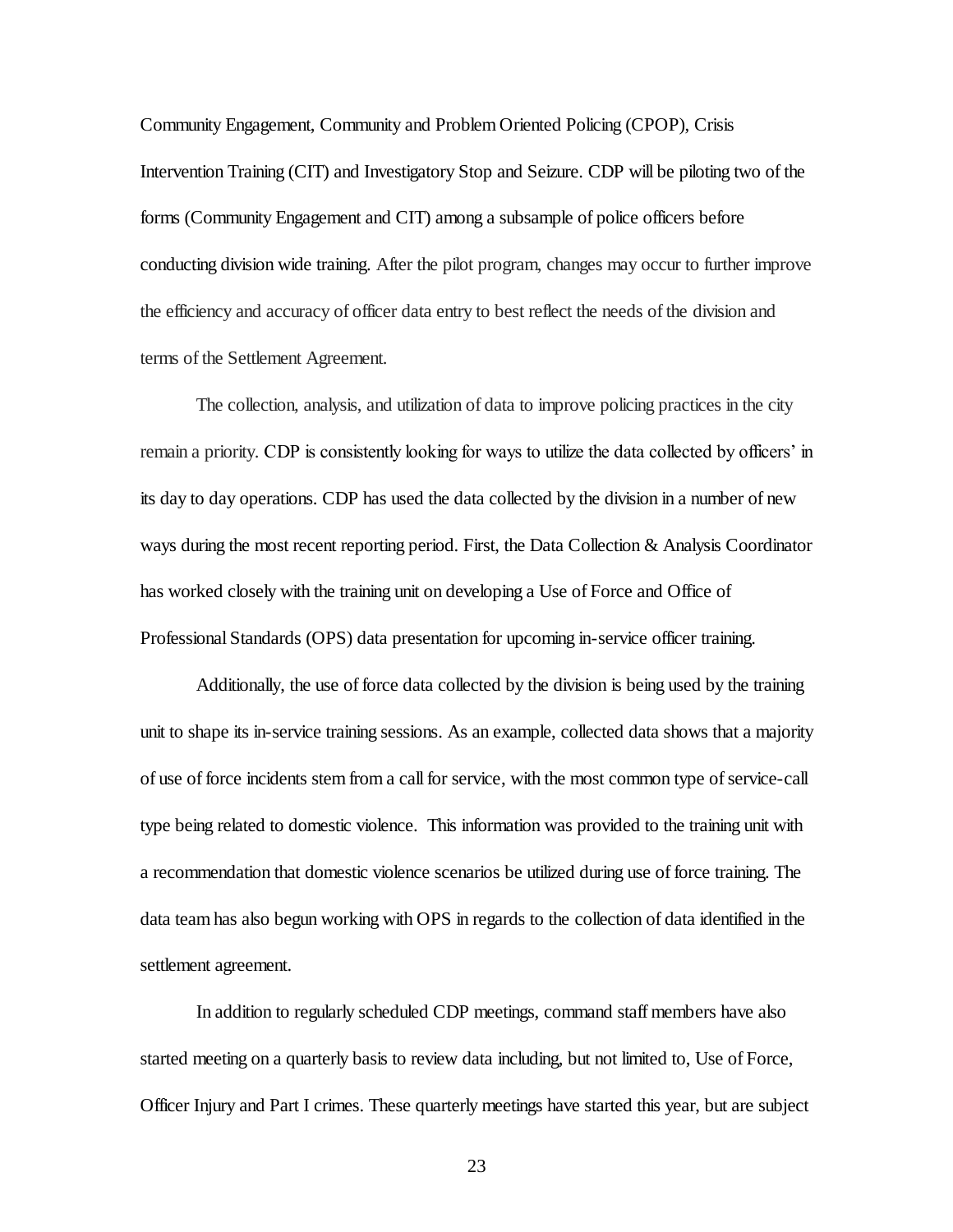Community Engagement, Community and Problem Oriented Policing (CPOP), Crisis Intervention Training (CIT) and Investigatory Stop and Seizure. CDP will be piloting two of the forms (Community Engagement and CIT) among a subsample of police officers before conducting division wide training. After the pilot program, changes may occur to further improve the efficiency and accuracy of officer data entry to best reflect the needs of the division and terms of the Settlement Agreement.

The collection, analysis, and utilization of data to improve policing practices in the city remain a priority. CDP is consistently looking for ways to utilize the data collected by officers' in its day to day operations. CDP has used the data collected by the division in a number of new ways during the most recent reporting period. First, the Data Collection & Analysis Coordinator has worked closely with the training unit on developing a Use of Force and Office of Professional Standards (OPS) data presentation for upcoming in-service officer training.

Additionally, the use of force data collected by the division is being used by the training unit to shape its in-service training sessions. As an example, collected data shows that a majority of use of force incidents stem from a call for service, with the most common type of service-call type being related to domestic violence. This information was provided to the training unit with a recommendation that domestic violence scenarios be utilized during use of force training. The data team has also begun working with OPS in regards to the collection of data identified in the settlement agreement.

In addition to regularly scheduled CDP meetings, command staff members have also started meeting on a quarterly basis to review data including, but not limited to, Use of Force, Officer Injury and Part I crimes. These quarterly meetings have started this year, but are subject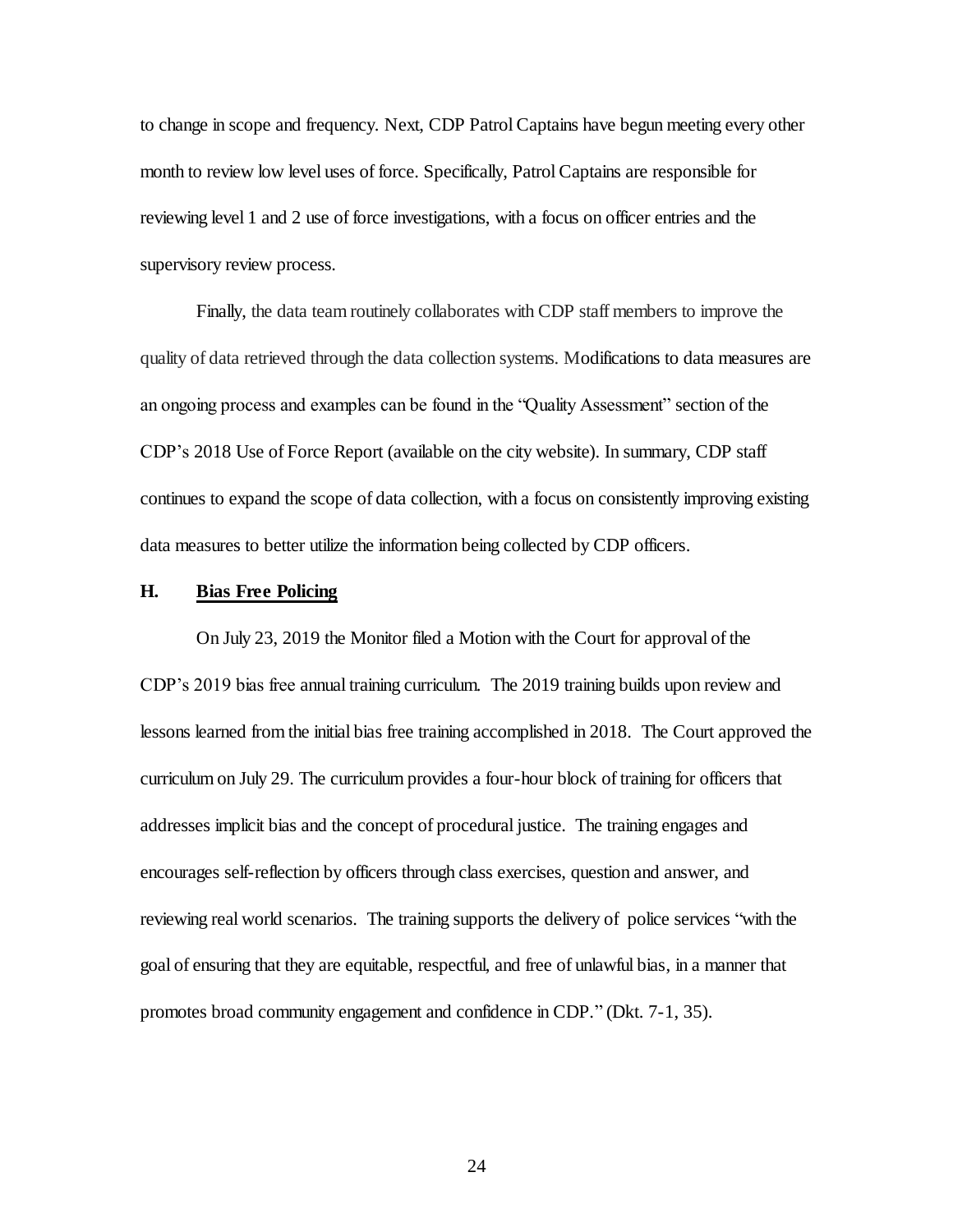to change in scope and frequency. Next, CDP Patrol Captains have begun meeting every other month to review low level uses of force. Specifically, Patrol Captains are responsible for reviewing level 1 and 2 use of force investigations, with a focus on officer entries and the supervisory review process.

Finally, the data team routinely collaborates with CDP staff members to improve the quality of data retrieved through the data collection systems. Modifications to data measures are an ongoing process and examples can be found in the "Quality Assessment" section of the CDP's 2018 Use of Force Report (available on the city website). In summary, CDP staff continues to expand the scope of data collection, with a focus on consistently improving existing data measures to better utilize the information being collected by CDP officers.

## H. Bias Free Policing

On July 23, 2019 the Monitor filed a Motion with the Court for approval of the CDP's 2019 bias free annual training curriculum. The 2019 training builds upon review and lessons learned from the initial bias free training accomplished in 2018. The Court approved the curriculum on July 29. The curriculum provides a four-hour block of training for officers that addresses implicit bias and the concept of procedural justice. The training engages and encourages self-reflection by officers through class exercises, question and answer, and reviewing real world scenarios. The training supports the delivery of police services "with the goal of ensuring that they are equitable, respectful, and free of unlawful bias, in a manner that promotes broad community engagement and confidence in CDP." (Dkt. 7-1, 35).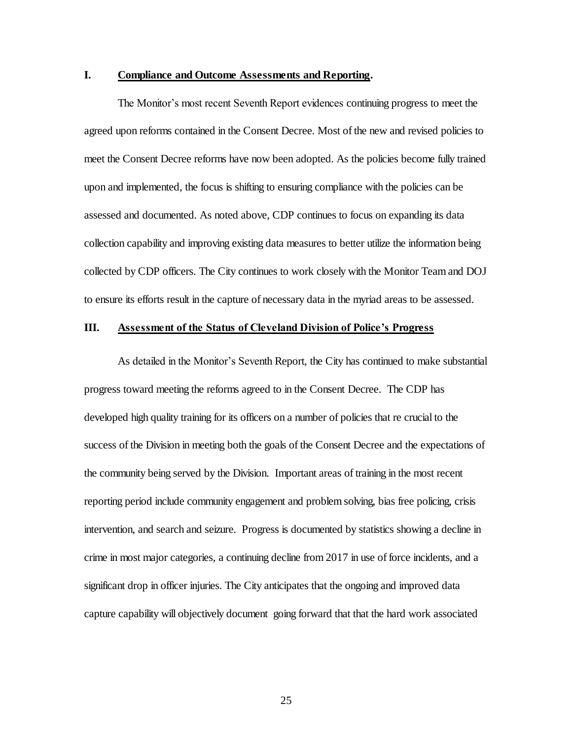## I. Compliance and Outcome Assessments and Reporting.

The Monitor's most recent Seventh Report evidences continuing progress to meet the agreed upon reforms contained in the Consent Decree. Most of the new and revised policies to meet the Consent Decree reforms have now been adopted. As the policies become fully trained upon and implemented, the focus is shifting to ensuring compliance with the policies can be assessed and documented. As noted above, CDP continues to focus on expanding its data collection capability and improving existing data measures to better utilize the information being collected by CDP officers. The City continues to work closely with the Monitor Team and DOJ to ensure its efforts result in the capture of necessary data in the myriad areas to be assessed.

## III. Assessment of the Status of Cleveland Division of Police's Progress

As detailed in the Monitor's Seventh Report, the City has continued to make substantial progress toward meeting the reforms agreed to in the Consent Decree. The CDP has developed high quality training for its officers on a number of policies that re crucial to the success of the Division in meeting both the goals of the Consent Decree and the expectations of the community being served by the Division. Important areas of training in the most recent reporting period include community engagement and problem solving, bias free policing, crisis intervention, and search and seizure. Progress is documented by statistics showing a decline in crime in most major categories, a continuing decline from 2017 in use of force incidents, and a significant drop in officer injuries. The City anticipates that the ongoing and improved data capture capability will objectively document going forward that that the hard work associated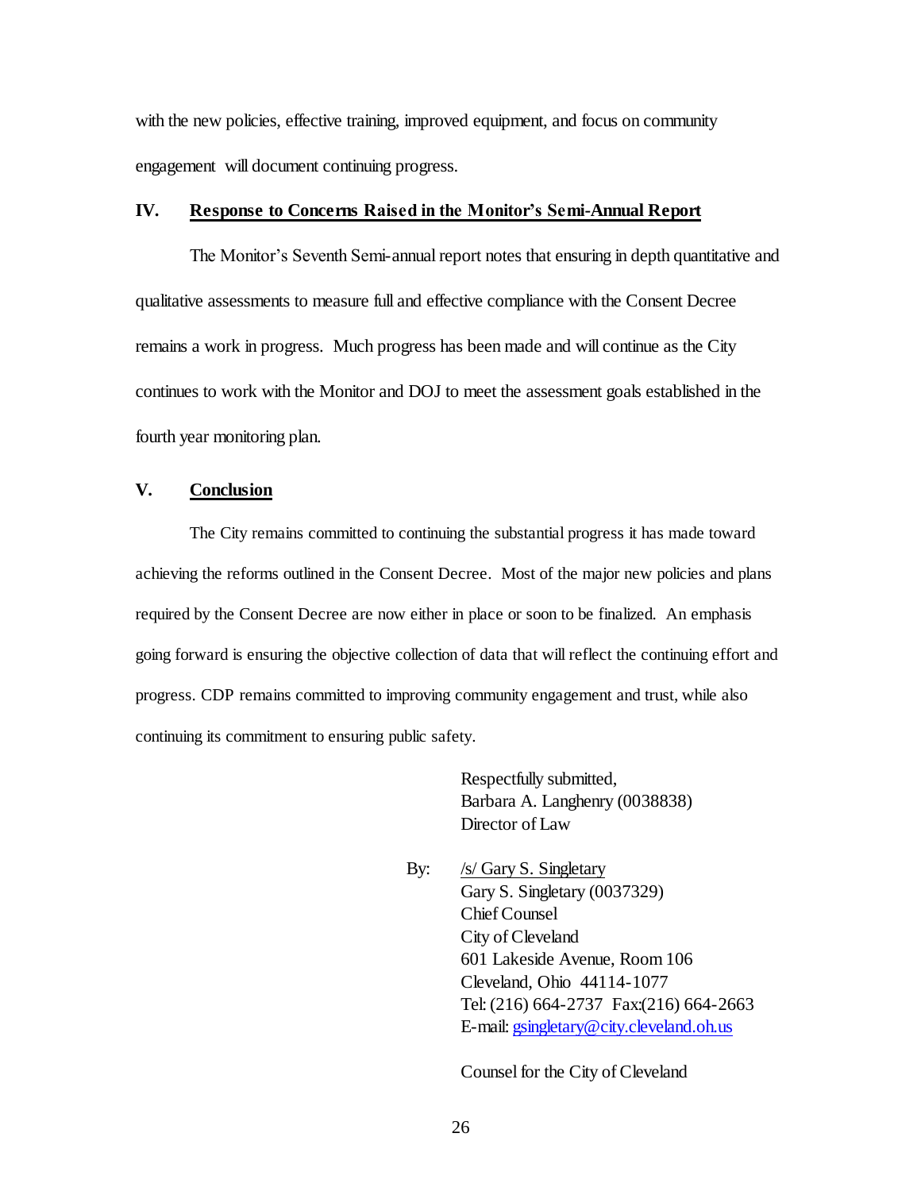with the new policies, effective training, improved equipment, and focus on community engagement will document continuing progress.

## IV. Response to Concerns Raised in the Monitor's Semi-Annual Report

The Monitor's Seventh Semi-annual report notes that ensuring in depth quantitative and qualitative assessments to measure full and effective compliance with the Consent Decree remains a work in progress. Much progress has been made and will continue as the City continues to work with the Monitor and DOJ to meet the assessment goals established in the fourth year monitoring plan.

## V. Conclusion

The City remains committed to continuing the substantial progress it has made toward achieving the reforms outlined in the Consent Decree. Most of the major new policies and plans required by the Consent Decree are now either in place or soon to be finalized. An emphasis going forward is ensuring the objective collection of data that will reflect the continuing effort and progress. CDP remains committed to improving community engagement and trust, while also continuing its commitment to ensuring public safety.

Respectfully submitted,
Barbara A. Langhenry (0038838)
Director of Law

By: /s/ Gary S. Singletary
Gary S. Singletary (0037329)
Chief Counsel
City of Cleveland
601 Lakeside Avenue, Room 106
Cleveland, Ohio 44114-1077
Tel: (216) 664-2737 Fax:(216) 664-2663
E-mail: gsingletary@city.cleveland.oh.us

Counsel for the City of Cleveland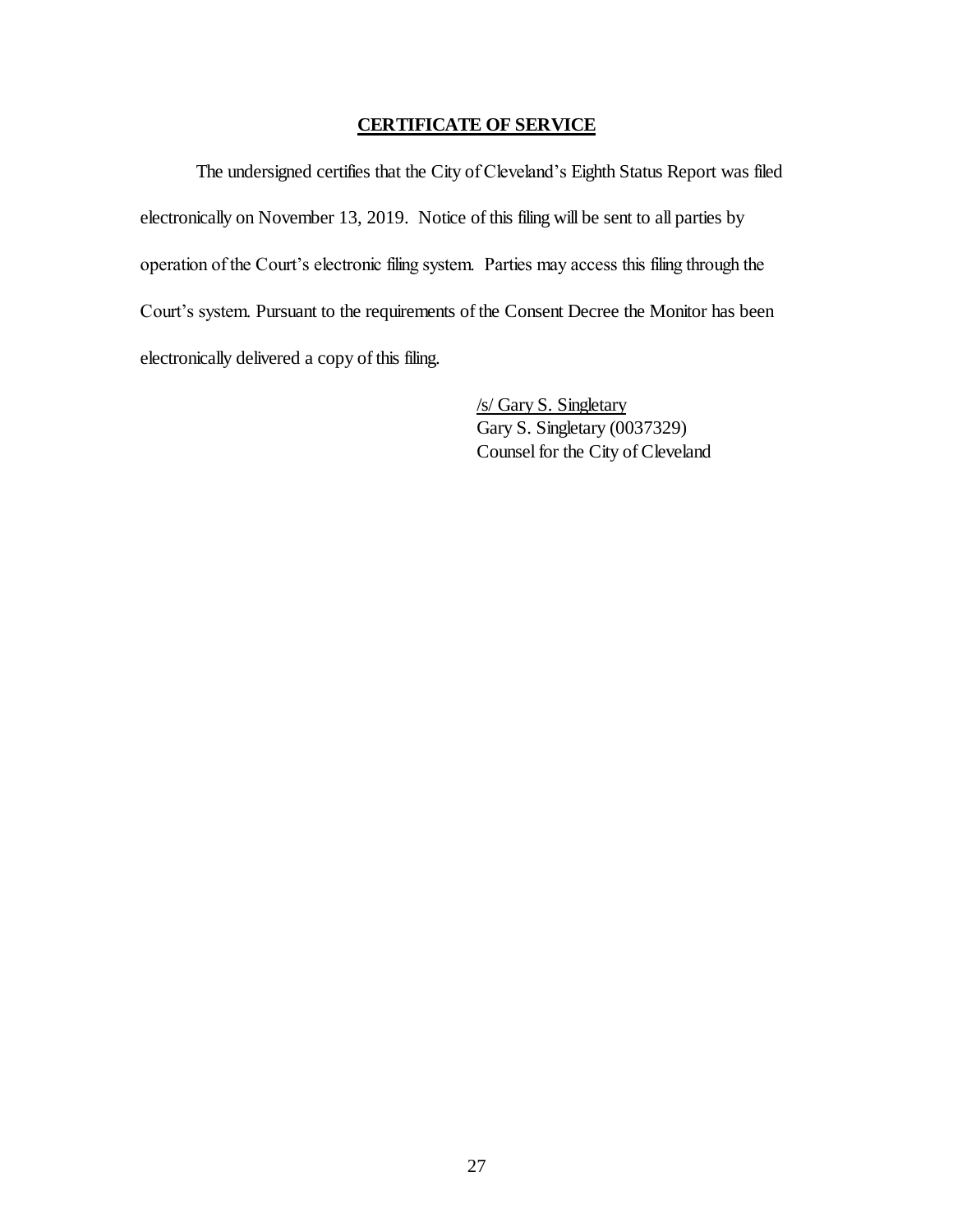## **CERTIFICATE OF SERVICE**

The undersigned certifies that the City of Cleveland's Eighth Status Report was filed electronically on November 13, 2019. Notice of this filing will be sent to all parties by operation of the Court's electronic filing system. Parties may access this filing through the Court's system. Pursuant to the requirements of the Consent Decree the Monitor has been electronically delivered a copy of this filing.

/s/ Gary S. Singletary
Gary S. Singletary (0037329)
Counsel for the City of Cleveland